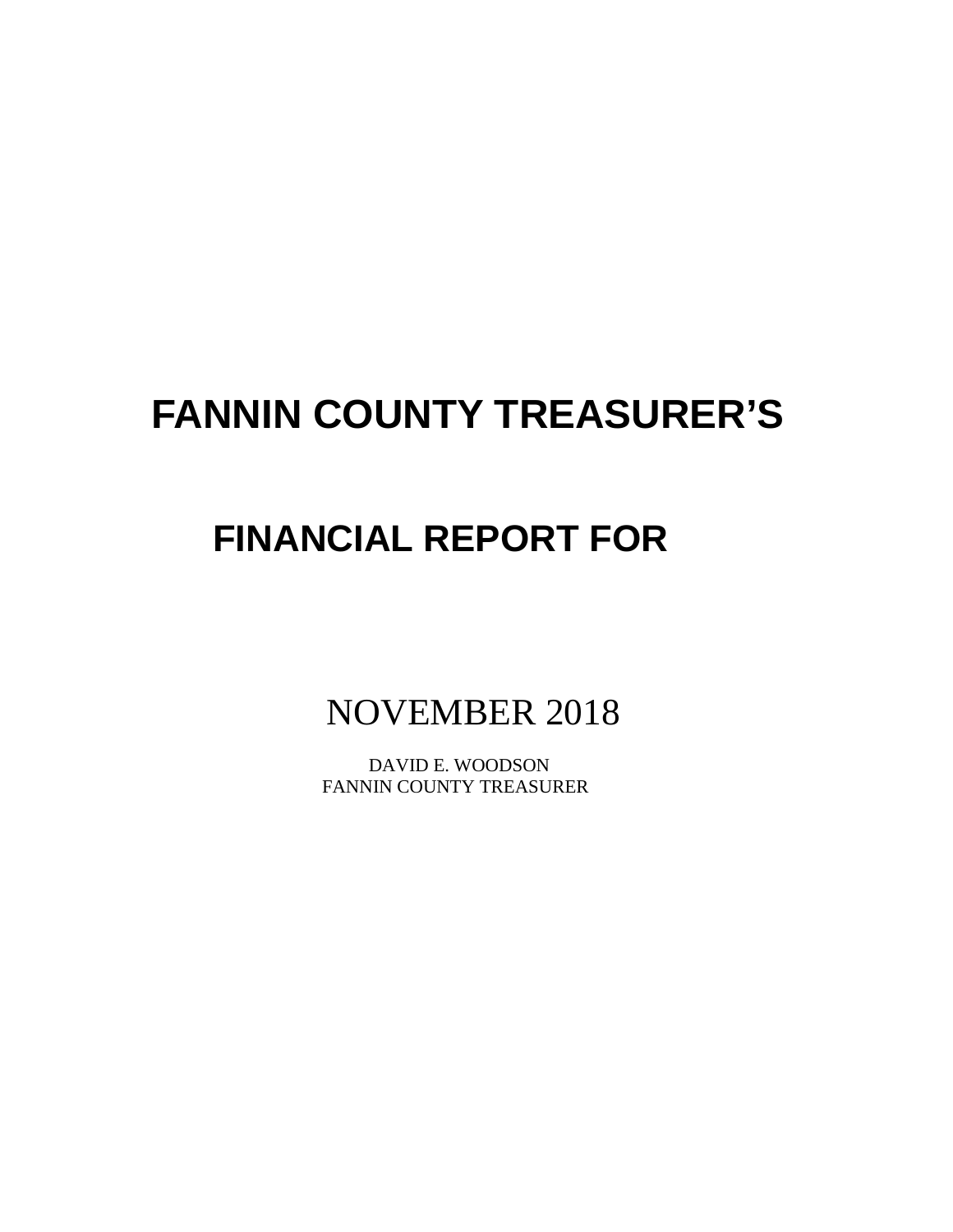# FANNIN COUNTY TREASURER'S

# FINANCIAL REPORT FOR

## NOVEMBER 2018

DAVID E. WOODSON
FANNIN COUNTY TREASURER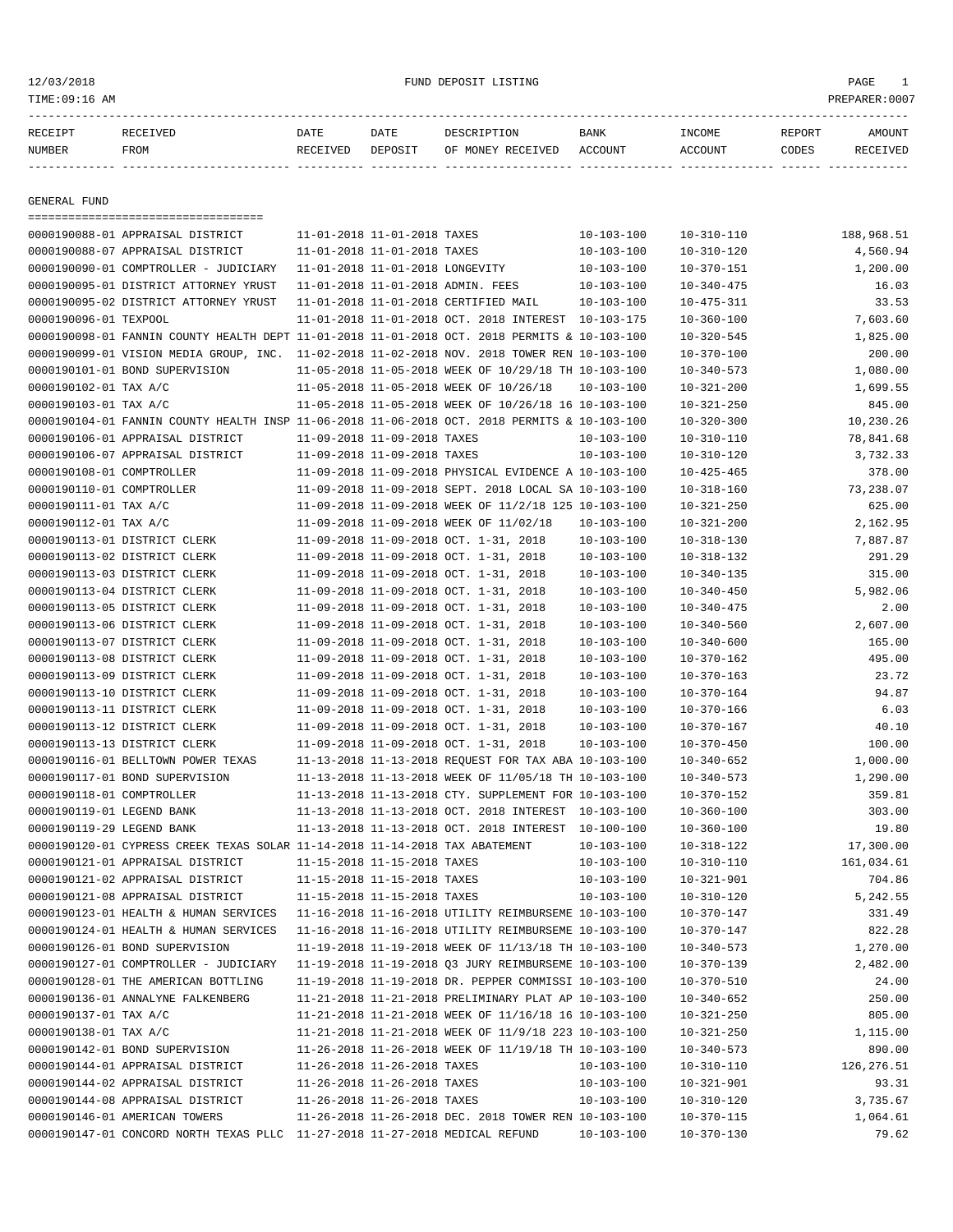12/03/2018 FUND DEPOSIT LISTING

TIME:09:16 AM PREPARER:0007

| RECEIPT NUMBER | RECEIVED FROM | DATE RECEIVED | DATE DEPOSIT | DESCRIPTION OF MONEY RECEIVED | BANK ACCOUNT | INCOME ACCOUNT | REPORT CODES | AMOUNT RECEIVED |
|---|---|---|---|---|---|---|---|---|

GENERAL FUND

| RECEIPT NUMBER | RECEIVED FROM | DATE RECEIVED | DATE DEPOSIT | DESCRIPTION OF MONEY RECEIVED | BANK ACCOUNT | INCOME ACCOUNT | REPORT CODES | AMOUNT RECEIVED |
|---|---|---|---|---|---|---|---|---|
| 0000190088-01 | APPRAISAL DISTRICT | 11-01-2018 | 11-01-2018 | TAXES | 10-103-100 | 10-310-110 | | 188,968.51 |
| 0000190088-07 | APPRAISAL DISTRICT | 11-01-2018 | 11-01-2018 | TAXES | 10-103-100 | 10-310-120 | | 4,560.94 |
| 0000190090-01 | COMPTROLLER - JUDICIARY | 11-01-2018 | 11-01-2018 | LONGEVITY | 10-103-100 | 10-370-151 | | 1,200.00 |
| 0000190095-01 | DISTRICT ATTORNEY YRUST | 11-01-2018 | 11-01-2018 | ADMIN. FEES | 10-103-100 | 10-340-475 | | 16.03 |
| 0000190095-02 | DISTRICT ATTORNEY YRUST | 11-01-2018 | 11-01-2018 | CERTIFIED MAIL | 10-103-100 | 10-475-311 | | 33.53 |
| 0000190096-01 | TEXPOOL | 11-01-2018 | 11-01-2018 | OCT. 2018 INTEREST | 10-103-175 | 10-360-100 | | 7,603.60 |
| 0000190098-01 | FANNIN COUNTY HEALTH DEPT | 11-01-2018 | 11-01-2018 | OCT. 2018 PERMITS & | 10-103-100 | 10-320-545 | | 1,825.00 |
| 0000190099-01 | VISION MEDIA GROUP, INC. | 11-02-2018 | 11-02-2018 | NOV. 2018 TOWER REN | 10-103-100 | 10-370-100 | | 200.00 |
| 0000190101-01 | BOND SUPERVISION | 11-05-2018 | 11-05-2018 | WEEK OF 10/29/18 TH | 10-103-100 | 10-340-573 | | 1,080.00 |
| 0000190102-01 | TAX A/C | 11-05-2018 | 11-05-2018 | WEEK OF 10/26/18 | 10-103-100 | 10-321-200 | | 1,699.55 |
| 0000190103-01 | TAX A/C | 11-05-2018 | 11-05-2018 | WEEK OF 10/26/18 16 | 10-103-100 | 10-321-250 | | 845.00 |
| 0000190104-01 | FANNIN COUNTY HEALTH INSP | 11-06-2018 | 11-06-2018 | OCT. 2018 PERMITS & | 10-103-100 | 10-320-300 | | 10,230.26 |
| 0000190106-01 | APPRAISAL DISTRICT | 11-09-2018 | 11-09-2018 | TAXES | 10-103-100 | 10-310-110 | | 78,841.68 |
| 0000190106-07 | APPRAISAL DISTRICT | 11-09-2018 | 11-09-2018 | TAXES | 10-103-100 | 10-310-120 | | 3,732.33 |
| 0000190108-01 | COMPTROLLER | 11-09-2018 | 11-09-2018 | PHYSICAL EVIDENCE A | 10-103-100 | 10-425-465 | | 378.00 |
| 0000190110-01 | COMPTROLLER | 11-09-2018 | 11-09-2018 | SEPT. 2018 LOCAL SA | 10-103-100 | 10-318-160 | | 73,238.07 |
| 0000190111-01 | TAX A/C | 11-09-2018 | 11-09-2018 | WEEK OF 11/2/18 125 | 10-103-100 | 10-321-250 | | 625.00 |
| 0000190112-01 | TAX A/C | 11-09-2018 | 11-09-2018 | WEEK OF 11/02/18 | 10-103-100 | 10-321-200 | | 2,162.95 |
| 0000190113-01 | DISTRICT CLERK | 11-09-2018 | 11-09-2018 | OCT. 1-31, 2018 | 10-103-100 | 10-318-130 | | 7,887.87 |
| 0000190113-02 | DISTRICT CLERK | 11-09-2018 | 11-09-2018 | OCT. 1-31, 2018 | 10-103-100 | 10-318-132 | | 291.29 |
| 0000190113-03 | DISTRICT CLERK | 11-09-2018 | 11-09-2018 | OCT. 1-31, 2018 | 10-103-100 | 10-340-135 | | 315.00 |
| 0000190113-04 | DISTRICT CLERK | 11-09-2018 | 11-09-2018 | OCT. 1-31, 2018 | 10-103-100 | 10-340-450 | | 5,982.06 |
| 0000190113-05 | DISTRICT CLERK | 11-09-2018 | 11-09-2018 | OCT. 1-31, 2018 | 10-103-100 | 10-340-475 | | 2.00 |
| 0000190113-06 | DISTRICT CLERK | 11-09-2018 | 11-09-2018 | OCT. 1-31, 2018 | 10-103-100 | 10-340-560 | | 2,607.00 |
| 0000190113-07 | DISTRICT CLERK | 11-09-2018 | 11-09-2018 | OCT. 1-31, 2018 | 10-103-100 | 10-340-600 | | 165.00 |
| 0000190113-08 | DISTRICT CLERK | 11-09-2018 | 11-09-2018 | OCT. 1-31, 2018 | 10-103-100 | 10-370-162 | | 495.00 |
| 0000190113-09 | DISTRICT CLERK | 11-09-2018 | 11-09-2018 | OCT. 1-31, 2018 | 10-103-100 | 10-370-163 | | 23.72 |
| 0000190113-10 | DISTRICT CLERK | 11-09-2018 | 11-09-2018 | OCT. 1-31, 2018 | 10-103-100 | 10-370-164 | | 94.87 |
| 0000190113-11 | DISTRICT CLERK | 11-09-2018 | 11-09-2018 | OCT. 1-31, 2018 | 10-103-100 | 10-370-166 | | 6.03 |
| 0000190113-12 | DISTRICT CLERK | 11-09-2018 | 11-09-2018 | OCT. 1-31, 2018 | 10-103-100 | 10-370-167 | | 40.10 |
| 0000190113-13 | DISTRICT CLERK | 11-09-2018 | 11-09-2018 | OCT. 1-31, 2018 | 10-103-100 | 10-370-450 | | 100.00 |
| 0000190116-01 | BELLTOWN POWER TEXAS | 11-13-2018 | 11-13-2018 | REQUEST FOR TAX ABA | 10-103-100 | 10-340-652 | | 1,000.00 |
| 0000190117-01 | BOND SUPERVISION | 11-13-2018 | 11-13-2018 | WEEK OF 11/05/18 TH | 10-103-100 | 10-340-573 | | 1,290.00 |
| 0000190118-01 | COMPTROLLER | 11-13-2018 | 11-13-2018 | CTY. SUPPLEMENT FOR | 10-103-100 | 10-370-152 | | 359.81 |
| 0000190119-01 | LEGEND BANK | 11-13-2018 | 11-13-2018 | OCT. 2018 INTEREST | 10-103-100 | 10-360-100 | | 303.00 |
| 0000190119-29 | LEGEND BANK | 11-13-2018 | 11-13-2018 | OCT. 2018 INTEREST | 10-100-100 | 10-360-100 | | 19.80 |
| 0000190120-01 | CYPRESS CREEK TEXAS SOLAR | 11-14-2018 | 11-14-2018 | TAX ABATEMENT | 10-103-100 | 10-318-122 | | 17,300.00 |
| 0000190121-01 | APPRAISAL DISTRICT | 11-15-2018 | 11-15-2018 | TAXES | 10-103-100 | 10-310-110 | | 161,034.61 |
| 0000190121-02 | APPRAISAL DISTRICT | 11-15-2018 | 11-15-2018 | TAXES | 10-103-100 | 10-321-901 | | 704.86 |
| 0000190121-08 | APPRAISAL DISTRICT | 11-15-2018 | 11-15-2018 | TAXES | 10-103-100 | 10-310-120 | | 5,242.55 |
| 0000190123-01 | HEALTH & HUMAN SERVICES | 11-16-2018 | 11-16-2018 | UTILITY REIMBURSEME | 10-103-100 | 10-370-147 | | 331.49 |
| 0000190124-01 | HEALTH & HUMAN SERVICES | 11-16-2018 | 11-16-2018 | UTILITY REIMBURSEME | 10-103-100 | 10-370-147 | | 822.28 |
| 0000190126-01 | BOND SUPERVISION | 11-19-2018 | 11-19-2018 | WEEK OF 11/13/18 TH | 10-103-100 | 10-340-573 | | 1,270.00 |
| 0000190127-01 | COMPTROLLER - JUDICIARY | 11-19-2018 | 11-19-2018 | Q3 JURY REIMBURSEME | 10-103-100 | 10-370-139 | | 2,482.00 |
| 0000190128-01 | THE AMERICAN BOTTLING | 11-19-2018 | 11-19-2018 | DR. PEPPER COMMISSI | 10-103-100 | 10-370-510 | | 24.00 |
| 0000190136-01 | ANNALYNE FALKENBERG | 11-21-2018 | 11-21-2018 | PRELIMINARY PLAT AP | 10-103-100 | 10-340-652 | | 250.00 |
| 0000190137-01 | TAX A/C | 11-21-2018 | 11-21-2018 | WEEK OF 11/16/18 16 | 10-103-100 | 10-321-250 | | 805.00 |
| 0000190138-01 | TAX A/C | 11-21-2018 | 11-21-2018 | WEEK OF 11/9/18 223 | 10-103-100 | 10-321-250 | | 1,115.00 |
| 0000190142-01 | BOND SUPERVISION | 11-26-2018 | 11-26-2018 | WEEK OF 11/19/18 TH | 10-103-100 | 10-340-573 | | 890.00 |
| 0000190144-01 | APPRAISAL DISTRICT | 11-26-2018 | 11-26-2018 | TAXES | 10-103-100 | 10-310-110 | | 126,276.51 |
| 0000190144-02 | APPRAISAL DISTRICT | 11-26-2018 | 11-26-2018 | TAXES | 10-103-100 | 10-321-901 | | 93.31 |
| 0000190144-08 | APPRAISAL DISTRICT | 11-26-2018 | 11-26-2018 | TAXES | 10-103-100 | 10-310-120 | | 3,735.67 |
| 0000190146-01 | AMERICAN TOWERS | 11-26-2018 | 11-26-2018 | DEC. 2018 TOWER REN | 10-103-100 | 10-370-115 | | 1,064.61 |
| 0000190147-01 | CONCORD NORTH TEXAS PLLC | 11-27-2018 | 11-27-2018 | MEDICAL REFUND | 10-103-100 | 10-370-130 | | 79.62 |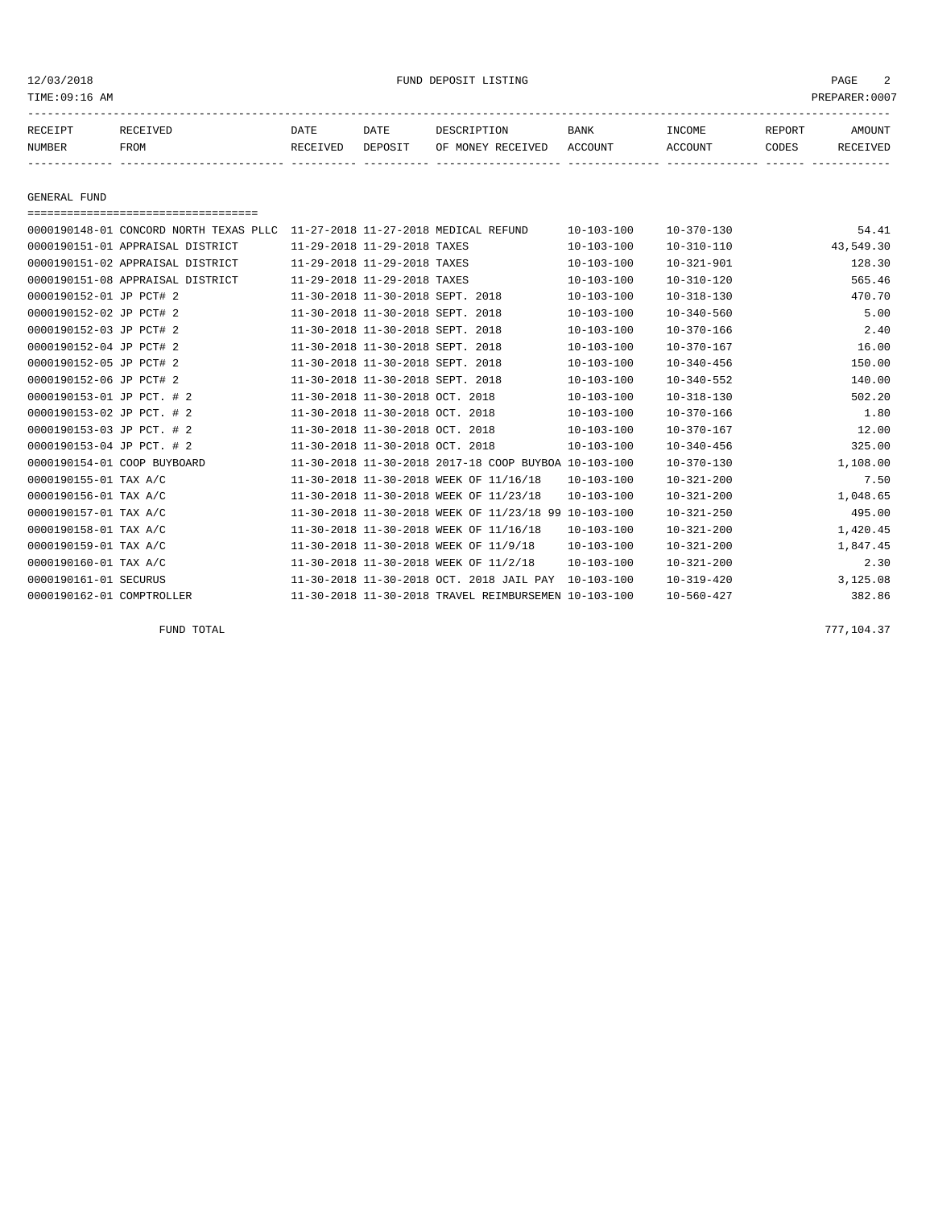12/03/2018 FUND DEPOSIT LISTING

TIME:09:16 AM PREPARER:0007

| RECEIPT NUMBER | RECEIVED FROM | DATE RECEIVED | DATE DEPOSIT | DESCRIPTION OF MONEY RECEIVED | BANK ACCOUNT | INCOME ACCOUNT | REPORT CODES | AMOUNT RECEIVED |
|---|---|---|---|---|---|---|---|---|

GENERAL FUND

| RECEIPT NUMBER | RECEIVED FROM | DATE RECEIVED | DATE DEPOSIT | DESCRIPTION OF MONEY RECEIVED | BANK ACCOUNT | INCOME ACCOUNT | REPORT CODES | AMOUNT RECEIVED |
|---|---|---|---|---|---|---|---|---|
| 0000190148-01 | CONCORD NORTH TEXAS PLLC | 11-27-2018 | 11-27-2018 | MEDICAL REFUND | 10-103-100 | 10-370-130 | | 54.41 |
| 0000190151-01 | APPRAISAL DISTRICT | 11-29-2018 | 11-29-2018 | TAXES | 10-103-100 | 10-310-110 | | 43,549.30 |
| 0000190151-02 | APPRAISAL DISTRICT | 11-29-2018 | 11-29-2018 | TAXES | 10-103-100 | 10-321-901 | | 128.30 |
| 0000190151-08 | APPRAISAL DISTRICT | 11-29-2018 | 11-29-2018 | TAXES | 10-103-100 | 10-310-120 | | 565.46 |
| 0000190152-01 | JP PCT# 2 | 11-30-2018 | 11-30-2018 | SEPT. 2018 | 10-103-100 | 10-318-130 | | 470.70 |
| 0000190152-02 | JP PCT# 2 | 11-30-2018 | 11-30-2018 | SEPT. 2018 | 10-103-100 | 10-340-560 | | 5.00 |
| 0000190152-03 | JP PCT# 2 | 11-30-2018 | 11-30-2018 | SEPT. 2018 | 10-103-100 | 10-370-166 | | 2.40 |
| 0000190152-04 | JP PCT# 2 | 11-30-2018 | 11-30-2018 | SEPT. 2018 | 10-103-100 | 10-370-167 | | 16.00 |
| 0000190152-05 | JP PCT# 2 | 11-30-2018 | 11-30-2018 | SEPT. 2018 | 10-103-100 | 10-340-456 | | 150.00 |
| 0000190152-06 | JP PCT# 2 | 11-30-2018 | 11-30-2018 | SEPT. 2018 | 10-103-100 | 10-340-552 | | 140.00 |
| 0000190153-01 | JP PCT. # 2 | 11-30-2018 | 11-30-2018 | OCT. 2018 | 10-103-100 | 10-318-130 | | 502.20 |
| 0000190153-02 | JP PCT. # 2 | 11-30-2018 | 11-30-2018 | OCT. 2018 | 10-103-100 | 10-370-166 | | 1.80 |
| 0000190153-03 | JP PCT. # 2 | 11-30-2018 | 11-30-2018 | OCT. 2018 | 10-103-100 | 10-370-167 | | 12.00 |
| 0000190153-04 | JP PCT. # 2 | 11-30-2018 | 11-30-2018 | OCT. 2018 | 10-103-100 | 10-340-456 | | 325.00 |
| 0000190154-01 | COOP BUYBOARD | 11-30-2018 | 11-30-2018 | 2017-18 COOP BUYBOA | 10-103-100 | 10-370-130 | | 1,108.00 |
| 0000190155-01 | TAX A/C | 11-30-2018 | 11-30-2018 | WEEK OF 11/16/18 | 10-103-100 | 10-321-200 | | 7.50 |
| 0000190156-01 | TAX A/C | 11-30-2018 | 11-30-2018 | WEEK OF 11/23/18 | 10-103-100 | 10-321-200 | | 1,048.65 |
| 0000190157-01 | TAX A/C | 11-30-2018 | 11-30-2018 | WEEK OF 11/23/18 99 | 10-103-100 | 10-321-250 | | 495.00 |
| 0000190158-01 | TAX A/C | 11-30-2018 | 11-30-2018 | WEEK OF 11/16/18 | 10-103-100 | 10-321-200 | | 1,420.45 |
| 0000190159-01 | TAX A/C | 11-30-2018 | 11-30-2018 | WEEK OF 11/9/18 | 10-103-100 | 10-321-200 | | 1,847.45 |
| 0000190160-01 | TAX A/C | 11-30-2018 | 11-30-2018 | WEEK OF 11/2/18 | 10-103-100 | 10-321-200 | | 2.30 |
| 0000190161-01 | SECURUS | 11-30-2018 | 11-30-2018 | OCT. 2018 JAIL PAY | 10-103-100 | 10-319-420 | | 3,125.08 |
| 0000190162-01 | COMPTROLLER | 11-30-2018 | 11-30-2018 | TRAVEL REIMBURSEMEN | 10-103-100 | 10-560-427 | | 382.86 |

FUND TOTAL 777,104.37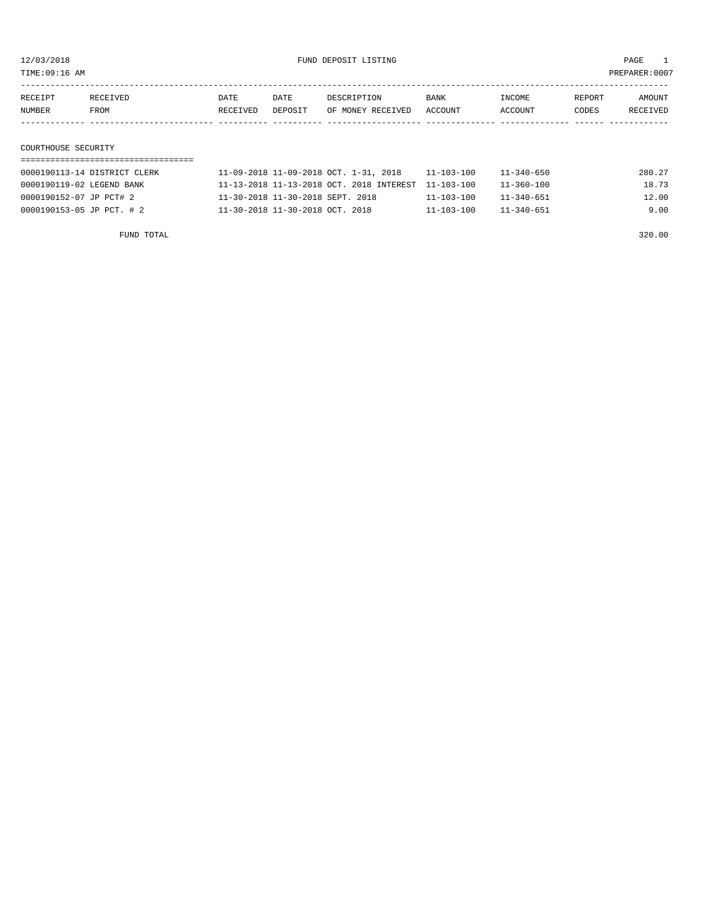12/03/2018 FUND DEPOSIT LISTING
TIME:09:16 AM PREPARER:0007

| RECEIPT NUMBER | RECEIVED FROM | DATE RECEIVED | DATE DEPOSIT | DESCRIPTION OF MONEY RECEIVED | BANK ACCOUNT | INCOME ACCOUNT | REPORT CODES | AMOUNT RECEIVED |
|---|---|---|---|---|---|---|---|---|

## COURTHOUSE SECURITY

| RECEIPT NUMBER | RECEIVED FROM | DATE RECEIVED | DATE DEPOSIT | DESCRIPTION OF MONEY RECEIVED | BANK ACCOUNT | INCOME ACCOUNT | REPORT CODES | AMOUNT RECEIVED |
|---|---|---|---|---|---|---|---|---|
| 0000190113-14 | DISTRICT CLERK | 11-09-2018 | 11-09-2018 | OCT. 1-31, 2018 | 11-103-100 | 11-340-650 | | 280.27 |
| 0000190119-02 | LEGEND BANK | 11-13-2018 | 11-13-2018 | OCT. 2018 INTEREST | 11-103-100 | 11-360-100 | | 18.73 |
| 0000190152-07 | JP PCT# 2 | 11-30-2018 | 11-30-2018 | SEPT. 2018 | 11-103-100 | 11-340-651 | | 12.00 |
| 0000190153-05 | JP PCT. # 2 | 11-30-2018 | 11-30-2018 | OCT. 2018 | 11-103-100 | 11-340-651 | | 9.00 |
| | FUND TOTAL | | | | | | | 320.00 |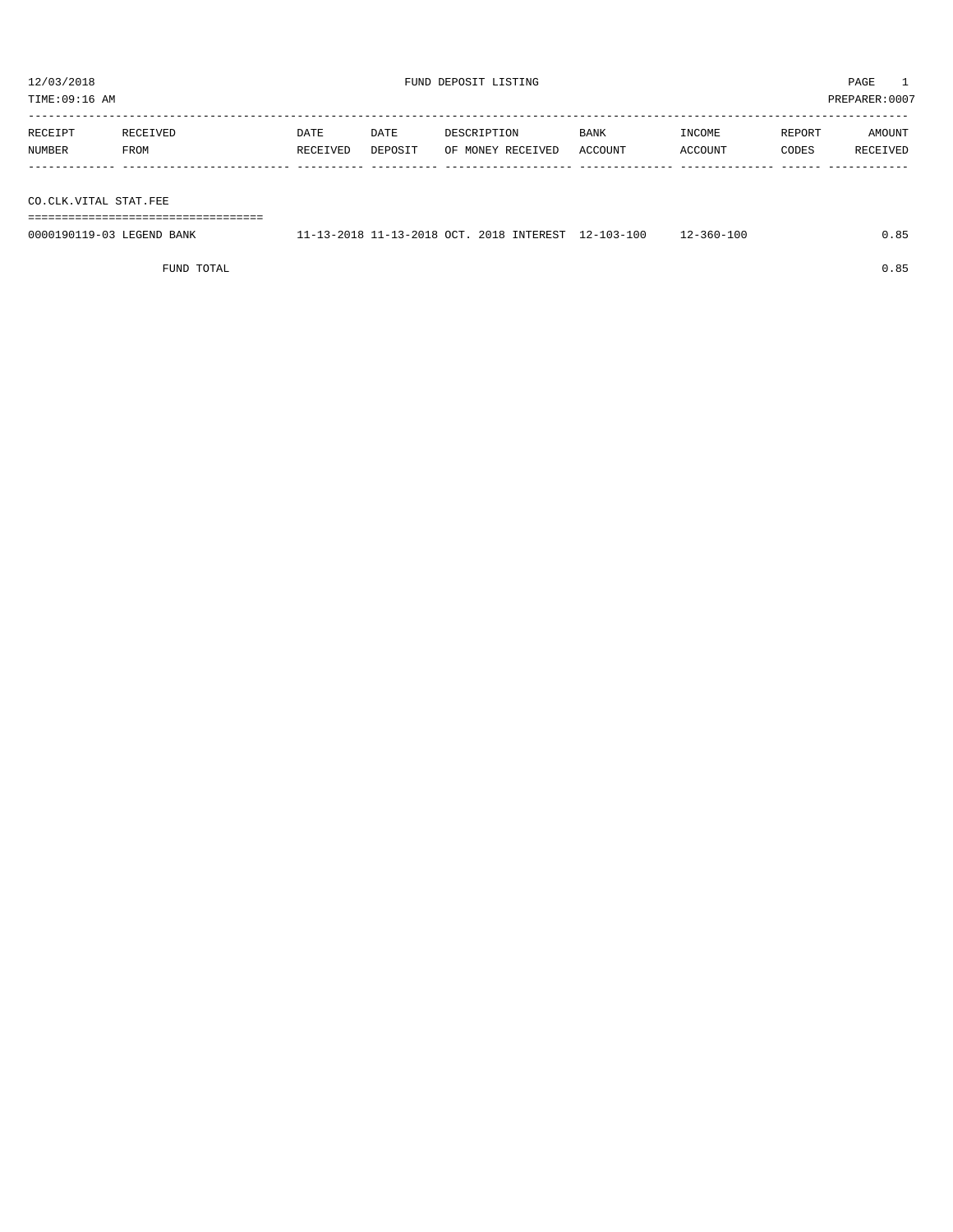12/03/2018 FUND DEPOSIT LISTING

TIME:09:16 AM PREPARER:0007

| RECEIPT NUMBER | RECEIVED FROM | DATE RECEIVED | DATE DEPOSIT | DESCRIPTION OF MONEY RECEIVED | BANK ACCOUNT | INCOME ACCOUNT | REPORT CODES | AMOUNT RECEIVED |
|---|---|---|---|---|---|---|---|---|
| **CO.CLK.VITAL STAT.FEE** | | | | | | | | |
| 0000190119-03 | LEGEND BANK | 11-13-2018 | 11-13-2018 | OCT. 2018 INTEREST | 12-103-100 | 12-360-100 | | 0.85 |
| | FUND TOTAL | | | | | | | 0.85 |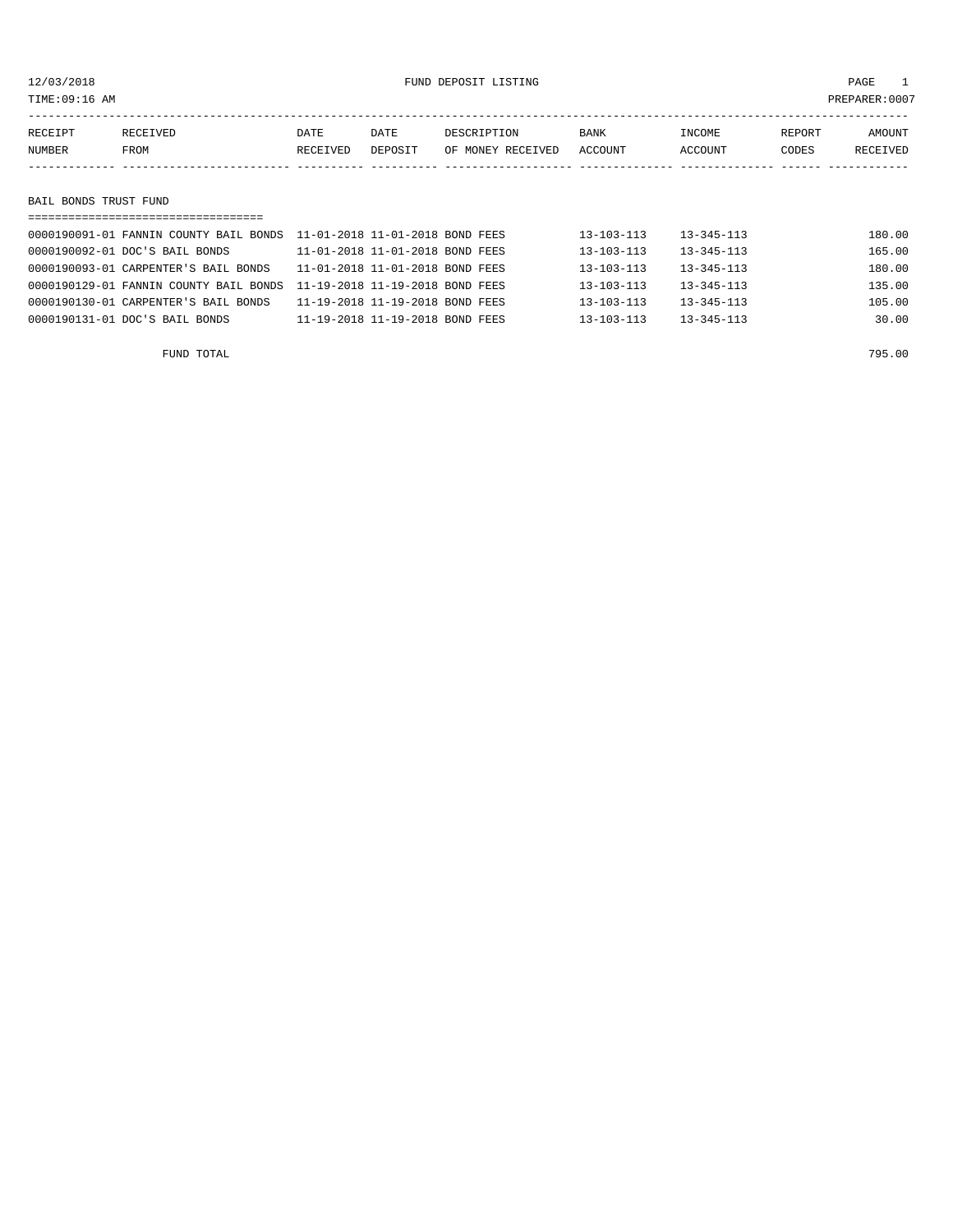12/03/2018 FUND DEPOSIT LISTING
TIME:09:16 AM PREPARER:0007

## BAIL BONDS TRUST FUND

| RECEIPT NUMBER | RECEIVED FROM | DATE RECEIVED | DATE DEPOSIT | DESCRIPTION OF MONEY RECEIVED | BANK ACCOUNT | INCOME ACCOUNT | REPORT CODES | AMOUNT RECEIVED |
|---|---|---|---|---|---|---|---|---|
| 0000190091-01 | FANNIN COUNTY BAIL BONDS | 11-01-2018 | 11-01-2018 | BOND FEES | 13-103-113 | 13-345-113 | | 180.00 |
| 0000190092-01 | DOC'S BAIL BONDS | 11-01-2018 | 11-01-2018 | BOND FEES | 13-103-113 | 13-345-113 | | 165.00 |
| 0000190093-01 | CARPENTER'S BAIL BONDS | 11-01-2018 | 11-01-2018 | BOND FEES | 13-103-113 | 13-345-113 | | 180.00 |
| 0000190129-01 | FANNIN COUNTY BAIL BONDS | 11-19-2018 | 11-19-2018 | BOND FEES | 13-103-113 | 13-345-113 | | 135.00 |
| 0000190130-01 | CARPENTER'S BAIL BONDS | 11-19-2018 | 11-19-2018 | BOND FEES | 13-103-113 | 13-345-113 | | 105.00 |
| 0000190131-01 | DOC'S BAIL BONDS | 11-19-2018 | 11-19-2018 | BOND FEES | 13-103-113 | 13-345-113 | | 30.00 |
| | FUND TOTAL | | | | | | | 795.00 |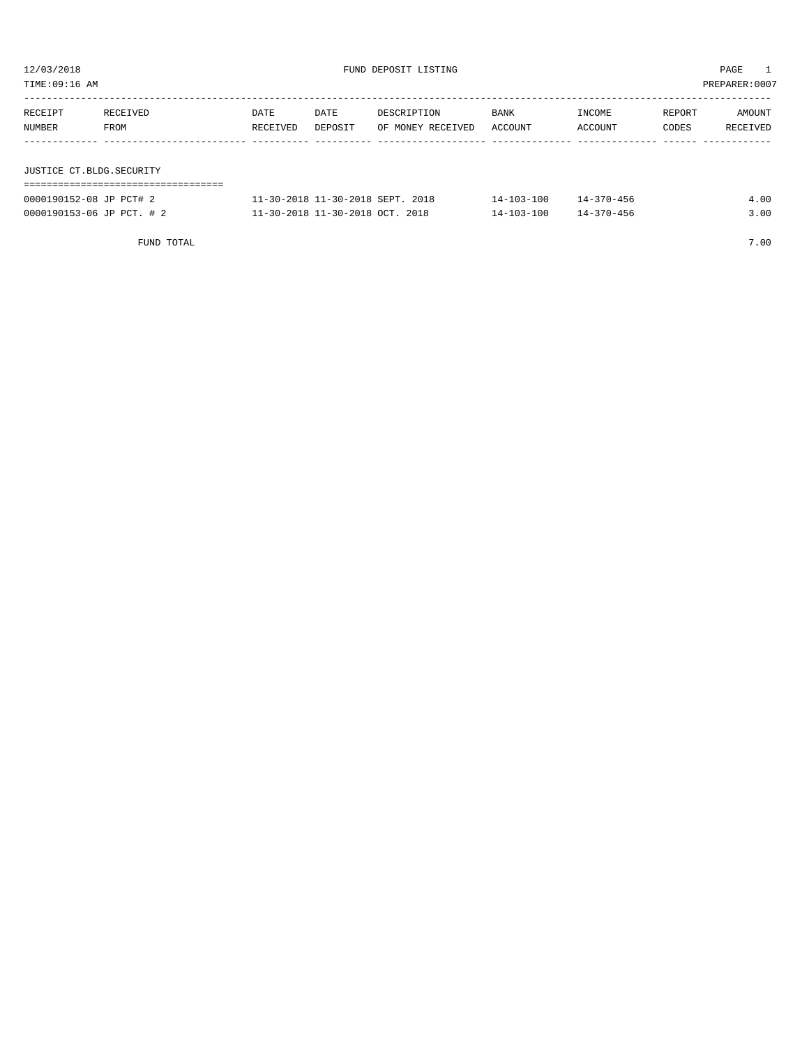12/03/2018 FUND DEPOSIT LISTING

TIME:09:16 AM PREPARER:0007

| RECEIPT NUMBER | RECEIVED FROM | DATE RECEIVED | DATE DEPOSIT | DESCRIPTION OF MONEY RECEIVED | BANK ACCOUNT | INCOME ACCOUNT | REPORT CODES | AMOUNT RECEIVED |
|---|---|---|---|---|---|---|---|---|

## JUSTICE CT.BLDG.SECURITY

| RECEIPT NUMBER | RECEIVED FROM | DATE RECEIVED | DATE DEPOSIT | DESCRIPTION OF MONEY RECEIVED | BANK ACCOUNT | INCOME ACCOUNT | REPORT CODES | AMOUNT RECEIVED |
|---|---|---|---|---|---|---|---|---|
| 0000190152-08 | JP PCT# 2 | 11-30-2018 | 11-30-2018 | SEPT. 2018 | 14-103-100 | 14-370-456 | | 4.00 |
| 0000190153-06 | JP PCT. # 2 | 11-30-2018 | 11-30-2018 | OCT. 2018 | 14-103-100 | 14-370-456 | | 3.00 |
| | FUND TOTAL | | | | | | | 7.00 |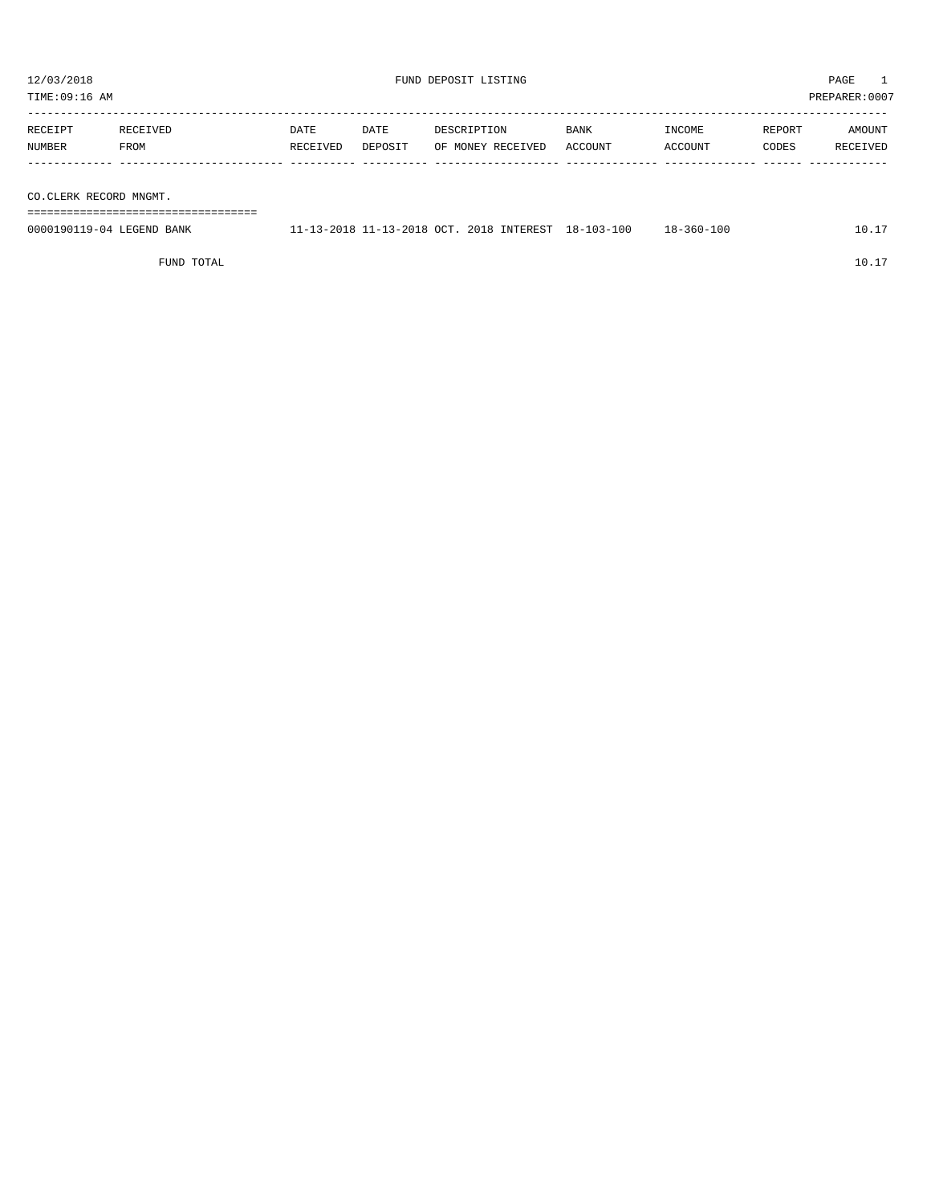12/03/2018 FUND DEPOSIT LISTING PAGE 1
TIME:09:16 AM PREPARER:0007

| RECEIPT NUMBER | RECEIVED FROM | DATE RECEIVED | DATE DEPOSIT | DESCRIPTION OF MONEY RECEIVED | BANK ACCOUNT | INCOME ACCOUNT | REPORT CODES | AMOUNT RECEIVED |
|---|---|---|---|---|---|---|---|---|
| **CO.CLERK RECORD MNGMT.** | | | | | | | | |
| 0000190119-04 | LEGEND BANK | 11-13-2018 | 11-13-2018 | OCT. 2018 INTEREST | 18-103-100 | 18-360-100 | | 10.17 |
| | FUND TOTAL | | | | | | | 10.17 |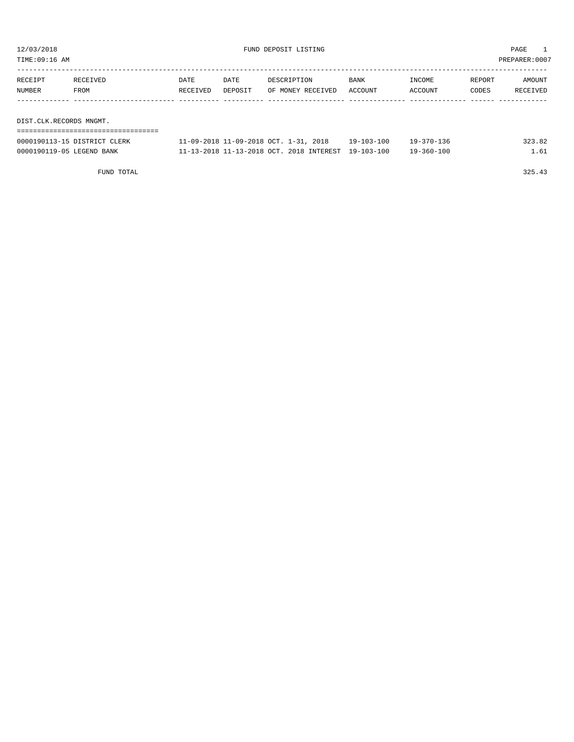12/03/2018 FUND DEPOSIT LISTING

TIME:09:16 AM PREPARER:0007

| RECEIPT NUMBER | RECEIVED FROM | DATE RECEIVED | DATE DEPOSIT | DESCRIPTION OF MONEY RECEIVED | BANK ACCOUNT | INCOME ACCOUNT | REPORT CODES | AMOUNT RECEIVED |
|---|---|---|---|---|---|---|---|---|
| **DIST.CLK.RECORDS MNGMT.** | | | | | | | | |
| 0000190113-15 | DISTRICT CLERK | 11-09-2018 | 11-09-2018 | OCT. 1-31, 2018 | 19-103-100 | 19-370-136 | | 323.82 |
| 0000190119-05 | LEGEND BANK | 11-13-2018 | 11-13-2018 | OCT. 2018 INTEREST | 19-103-100 | 19-360-100 | | 1.61 |
| | FUND TOTAL | | | | | | | 325.43 |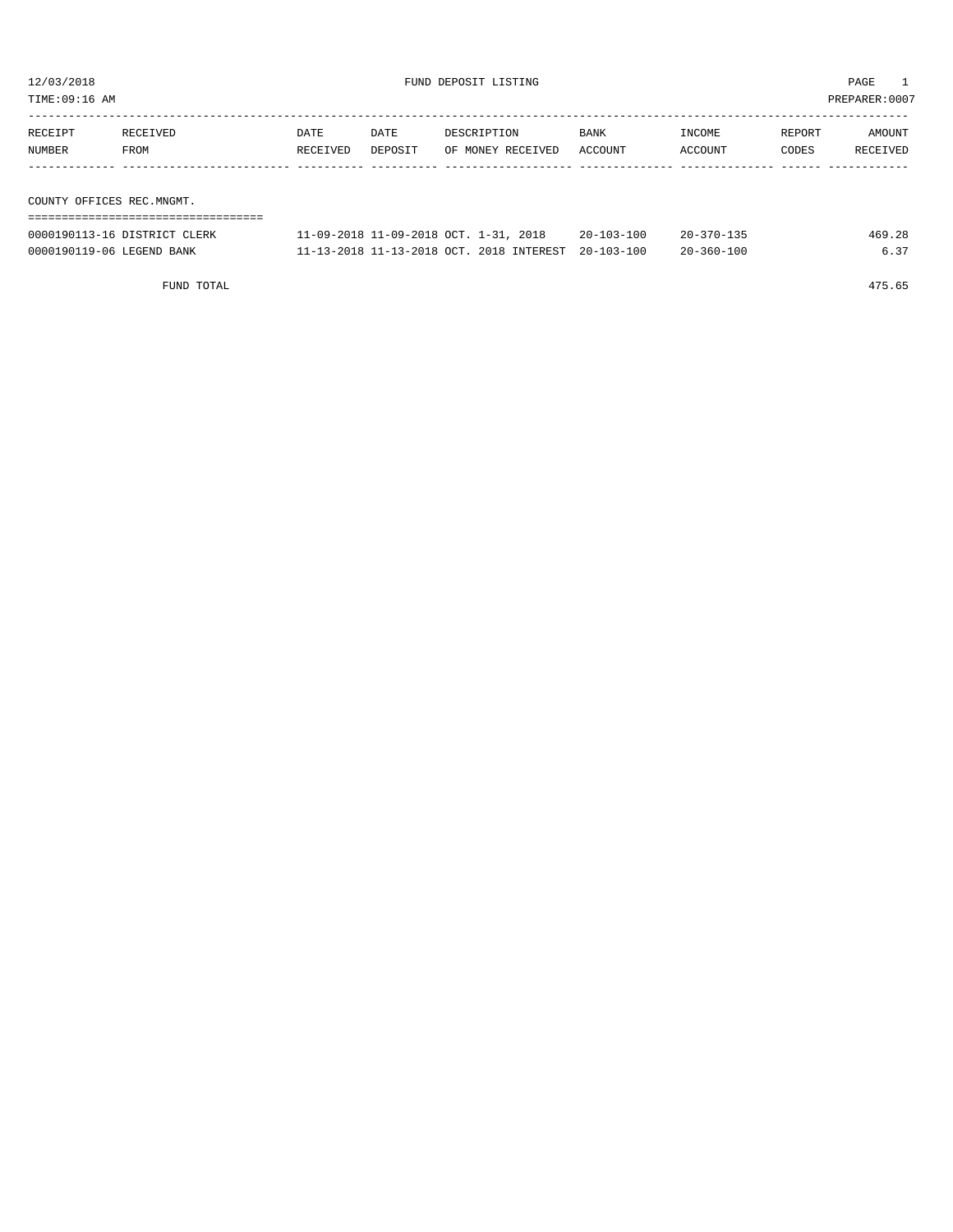12/03/2018 FUND DEPOSIT LISTING PAGE 1
TIME:09:16 AM PREPARER:0007

| RECEIPT NUMBER | RECEIVED FROM | DATE RECEIVED | DATE DEPOSIT | DESCRIPTION OF MONEY RECEIVED | BANK ACCOUNT | INCOME ACCOUNT | REPORT CODES | AMOUNT RECEIVED |
|---|---|---|---|---|---|---|---|---|

## COUNTY OFFICES REC.MNGMT.

| RECEIPT NUMBER | RECEIVED FROM | DATE RECEIVED | DATE DEPOSIT | DESCRIPTION OF MONEY RECEIVED | BANK ACCOUNT | INCOME ACCOUNT | REPORT CODES | AMOUNT RECEIVED |
|---|---|---|---|---|---|---|---|---|
| 0000190113-16 | DISTRICT CLERK | 11-09-2018 | 11-09-2018 | OCT. 1-31, 2018 | 20-103-100 | 20-370-135 | | 469.28 |
| 0000190119-06 | LEGEND BANK | 11-13-2018 | 11-13-2018 | OCT. 2018 INTEREST | 20-103-100 | 20-360-100 | | 6.37 |
| | FUND TOTAL | | | | | | | 475.65 |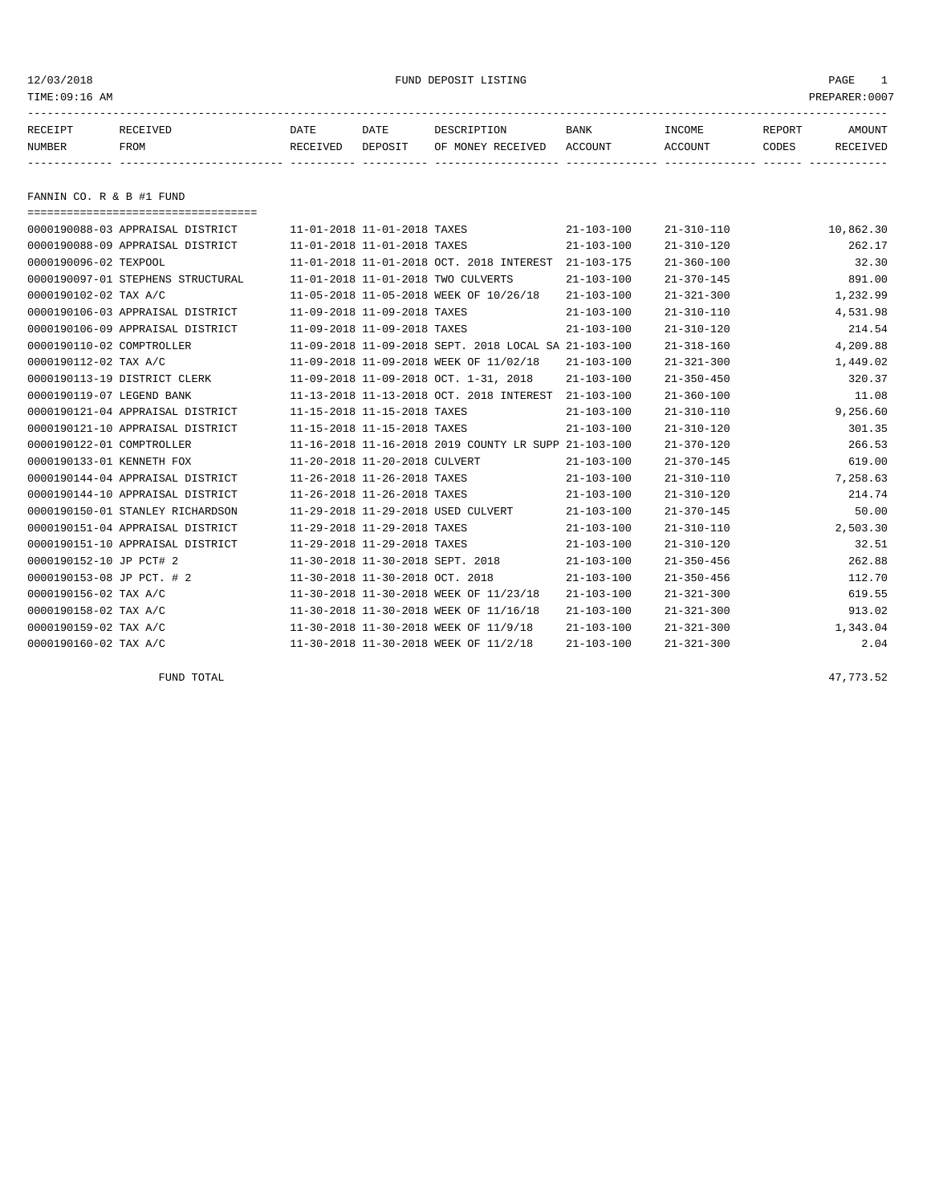12/03/2018 FUND DEPOSIT LISTING

TIME:09:16 AM PREPARER:0007

| RECEIPT NUMBER | RECEIVED FROM | DATE RECEIVED | DATE DEPOSIT | DESCRIPTION OF MONEY RECEIVED | BANK ACCOUNT | INCOME ACCOUNT | REPORT CODES | AMOUNT RECEIVED |
|---|---|---|---|---|---|---|---|---|

## FANNIN CO. R & B #1 FUND

| RECEIPT NUMBER | RECEIVED FROM | DATE RECEIVED | DATE DEPOSIT | DESCRIPTION OF MONEY RECEIVED | BANK ACCOUNT | INCOME ACCOUNT | REPORT CODES | AMOUNT RECEIVED |
|---|---|---|---|---|---|---|---|---|
| 0000190088-03 | APPRAISAL DISTRICT | 11-01-2018 | 11-01-2018 | TAXES | 21-103-100 | 21-310-110 | | 10,862.30 |
| 0000190088-09 | APPRAISAL DISTRICT | 11-01-2018 | 11-01-2018 | TAXES | 21-103-100 | 21-310-120 | | 262.17 |
| 0000190096-02 | TEXPOOL | 11-01-2018 | 11-01-2018 | OCT. 2018 INTEREST | 21-103-175 | 21-360-100 | | 32.30 |
| 0000190097-01 | STEPHENS STRUCTURAL | 11-01-2018 | 11-01-2018 | TWO CULVERTS | 21-103-100 | 21-370-145 | | 891.00 |
| 0000190102-02 | TAX A/C | 11-05-2018 | 11-05-2018 | WEEK OF 10/26/18 | 21-103-100 | 21-321-300 | | 1,232.99 |
| 0000190106-03 | APPRAISAL DISTRICT | 11-09-2018 | 11-09-2018 | TAXES | 21-103-100 | 21-310-110 | | 4,531.98 |
| 0000190106-09 | APPRAISAL DISTRICT | 11-09-2018 | 11-09-2018 | TAXES | 21-103-100 | 21-310-120 | | 214.54 |
| 0000190110-02 | COMPTROLLER | 11-09-2018 | 11-09-2018 | SEPT. 2018 LOCAL SA | 21-103-100 | 21-318-160 | | 4,209.88 |
| 0000190112-02 | TAX A/C | 11-09-2018 | 11-09-2018 | WEEK OF 11/02/18 | 21-103-100 | 21-321-300 | | 1,449.02 |
| 0000190113-19 | DISTRICT CLERK | 11-09-2018 | 11-09-2018 | OCT. 1-31, 2018 | 21-103-100 | 21-350-450 | | 320.37 |
| 0000190119-07 | LEGEND BANK | 11-13-2018 | 11-13-2018 | OCT. 2018 INTEREST | 21-103-100 | 21-360-100 | | 11.08 |
| 0000190121-04 | APPRAISAL DISTRICT | 11-15-2018 | 11-15-2018 | TAXES | 21-103-100 | 21-310-110 | | 9,256.60 |
| 0000190121-10 | APPRAISAL DISTRICT | 11-15-2018 | 11-15-2018 | TAXES | 21-103-100 | 21-310-120 | | 301.35 |
| 0000190122-01 | COMPTROLLER | 11-16-2018 | 11-16-2018 | 2019 COUNTY LR SUPP | 21-103-100 | 21-370-120 | | 266.53 |
| 0000190133-01 | KENNETH FOX | 11-20-2018 | 11-20-2018 | CULVERT | 21-103-100 | 21-370-145 | | 619.00 |
| 0000190144-04 | APPRAISAL DISTRICT | 11-26-2018 | 11-26-2018 | TAXES | 21-103-100 | 21-310-110 | | 7,258.63 |
| 0000190144-10 | APPRAISAL DISTRICT | 11-26-2018 | 11-26-2018 | TAXES | 21-103-100 | 21-310-120 | | 214.74 |
| 0000190150-01 | STANLEY RICHARDSON | 11-29-2018 | 11-29-2018 | USED CULVERT | 21-103-100 | 21-370-145 | | 50.00 |
| 0000190151-04 | APPRAISAL DISTRICT | 11-29-2018 | 11-29-2018 | TAXES | 21-103-100 | 21-310-110 | | 2,503.30 |
| 0000190151-10 | APPRAISAL DISTRICT | 11-29-2018 | 11-29-2018 | TAXES | 21-103-100 | 21-310-120 | | 32.51 |
| 0000190152-10 | JP PCT# 2 | 11-30-2018 | 11-30-2018 | SEPT. 2018 | 21-103-100 | 21-350-456 | | 262.88 |
| 0000190153-08 | JP PCT. # 2 | 11-30-2018 | 11-30-2018 | OCT. 2018 | 21-103-100 | 21-350-456 | | 112.70 |
| 0000190156-02 | TAX A/C | 11-30-2018 | 11-30-2018 | WEEK OF 11/23/18 | 21-103-100 | 21-321-300 | | 619.55 |
| 0000190158-02 | TAX A/C | 11-30-2018 | 11-30-2018 | WEEK OF 11/16/18 | 21-103-100 | 21-321-300 | | 913.02 |
| 0000190159-02 | TAX A/C | 11-30-2018 | 11-30-2018 | WEEK OF 11/9/18 | 21-103-100 | 21-321-300 | | 1,343.04 |
| 0000190160-02 | TAX A/C | 11-30-2018 | 11-30-2018 | WEEK OF 11/2/18 | 21-103-100 | 21-321-300 | | 2.04 |
| | FUND TOTAL | | | | | | | 47,773.52 |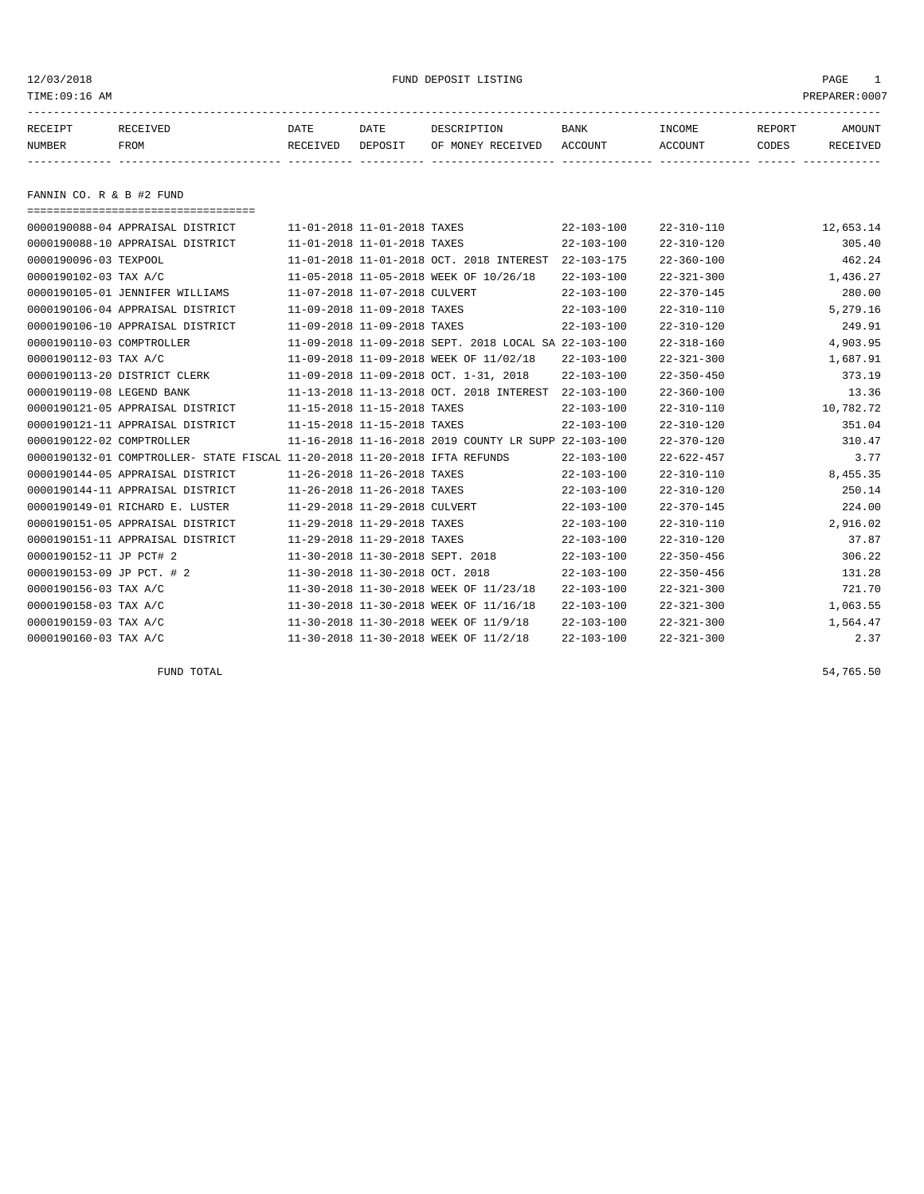12/03/2018 FUND DEPOSIT LISTING
TIME:09:16 AM PREPARER:0007

| RECEIPT NUMBER | RECEIVED FROM | DATE RECEIVED | DATE DEPOSIT | DESCRIPTION OF MONEY RECEIVED | BANK ACCOUNT | INCOME ACCOUNT | REPORT CODES | AMOUNT RECEIVED |
|---|---|---|---|---|---|---|---|---|
| **FANNIN CO. R & B #2 FUND** | | | | | | | | |
| 0000190088-04 | APPRAISAL DISTRICT | 11-01-2018 | 11-01-2018 | TAXES | 22-103-100 | 22-310-110 | | 12,653.14 |
| 0000190088-10 | APPRAISAL DISTRICT | 11-01-2018 | 11-01-2018 | TAXES | 22-103-100 | 22-310-120 | | 305.40 |
| 0000190096-03 | TEXPOOL | 11-01-2018 | 11-01-2018 | OCT. 2018 INTEREST | 22-103-175 | 22-360-100 | | 462.24 |
| 0000190102-03 | TAX A/C | 11-05-2018 | 11-05-2018 | WEEK OF 10/26/18 | 22-103-100 | 22-321-300 | | 1,436.27 |
| 0000190105-01 | JENNIFER WILLIAMS | 11-07-2018 | 11-07-2018 | CULVERT | 22-103-100 | 22-370-145 | | 280.00 |
| 0000190106-04 | APPRAISAL DISTRICT | 11-09-2018 | 11-09-2018 | TAXES | 22-103-100 | 22-310-110 | | 5,279.16 |
| 0000190106-10 | APPRAISAL DISTRICT | 11-09-2018 | 11-09-2018 | TAXES | 22-103-100 | 22-310-120 | | 249.91 |
| 0000190110-03 | COMPTROLLER | 11-09-2018 | 11-09-2018 | SEPT. 2018 LOCAL SA | 22-103-100 | 22-318-160 | | 4,903.95 |
| 0000190112-03 | TAX A/C | 11-09-2018 | 11-09-2018 | WEEK OF 11/02/18 | 22-103-100 | 22-321-300 | | 1,687.91 |
| 0000190113-20 | DISTRICT CLERK | 11-09-2018 | 11-09-2018 | OCT. 1-31, 2018 | 22-103-100 | 22-350-450 | | 373.19 |
| 0000190119-08 | LEGEND BANK | 11-13-2018 | 11-13-2018 | OCT. 2018 INTEREST | 22-103-100 | 22-360-100 | | 13.36 |
| 0000190121-05 | APPRAISAL DISTRICT | 11-15-2018 | 11-15-2018 | TAXES | 22-103-100 | 22-310-110 | | 10,782.72 |
| 0000190121-11 | APPRAISAL DISTRICT | 11-15-2018 | 11-15-2018 | TAXES | 22-103-100 | 22-310-120 | | 351.04 |
| 0000190122-02 | COMPTROLLER | 11-16-2018 | 11-16-2018 | 2019 COUNTY LR SUPP | 22-103-100 | 22-370-120 | | 310.47 |
| 0000190132-01 | COMPTROLLER- STATE FISCAL | 11-20-2018 | 11-20-2018 | IFTA REFUNDS | 22-103-100 | 22-622-457 | | 3.77 |
| 0000190144-05 | APPRAISAL DISTRICT | 11-26-2018 | 11-26-2018 | TAXES | 22-103-100 | 22-310-110 | | 8,455.35 |
| 0000190144-11 | APPRAISAL DISTRICT | 11-26-2018 | 11-26-2018 | TAXES | 22-103-100 | 22-310-120 | | 250.14 |
| 0000190149-01 | RICHARD E. LUSTER | 11-29-2018 | 11-29-2018 | CULVERT | 22-103-100 | 22-370-145 | | 224.00 |
| 0000190151-05 | APPRAISAL DISTRICT | 11-29-2018 | 11-29-2018 | TAXES | 22-103-100 | 22-310-110 | | 2,916.02 |
| 0000190151-11 | APPRAISAL DISTRICT | 11-29-2018 | 11-29-2018 | TAXES | 22-103-100 | 22-310-120 | | 37.87 |
| 0000190152-11 | JP PCT# 2 | 11-30-2018 | 11-30-2018 | SEPT. 2018 | 22-103-100 | 22-350-456 | | 306.22 |
| 0000190153-09 | JP PCT. # 2 | 11-30-2018 | 11-30-2018 | OCT. 2018 | 22-103-100 | 22-350-456 | | 131.28 |
| 0000190156-03 | TAX A/C | 11-30-2018 | 11-30-2018 | WEEK OF 11/23/18 | 22-103-100 | 22-321-300 | | 721.70 |
| 0000190158-03 | TAX A/C | 11-30-2018 | 11-30-2018 | WEEK OF 11/16/18 | 22-103-100 | 22-321-300 | | 1,063.55 |
| 0000190159-03 | TAX A/C | 11-30-2018 | 11-30-2018 | WEEK OF 11/9/18 | 22-103-100 | 22-321-300 | | 1,564.47 |
| 0000190160-03 | TAX A/C | 11-30-2018 | 11-30-2018 | WEEK OF 11/2/18 | 22-103-100 | 22-321-300 | | 2.37 |
| | FUND TOTAL | | | | | | | 54,765.50 |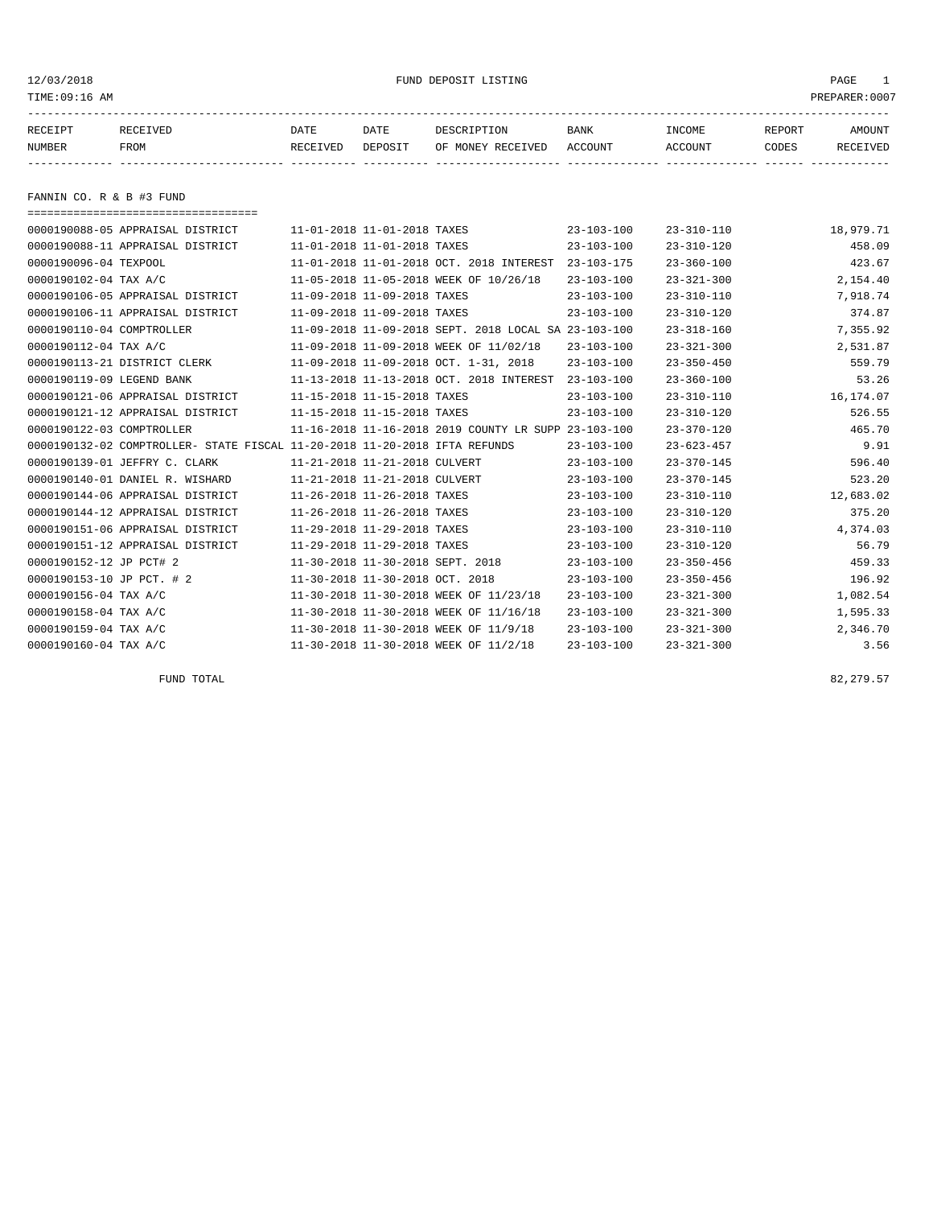12/03/2018 FUND DEPOSIT LISTING

TIME:09:16 AM PREPARER:0007

| RECEIPT NUMBER | RECEIVED FROM | DATE RECEIVED | DATE DEPOSIT | DESCRIPTION OF MONEY RECEIVED | BANK ACCOUNT | INCOME ACCOUNT | REPORT CODES | AMOUNT RECEIVED |
|---|---|---|---|---|---|---|---|---|

## FANNIN CO. R & B #3 FUND

| RECEIPT NUMBER | RECEIVED FROM | DATE RECEIVED | DATE DEPOSIT | DESCRIPTION OF MONEY RECEIVED | BANK ACCOUNT | INCOME ACCOUNT | REPORT CODES | AMOUNT RECEIVED |
|---|---|---|---|---|---|---|---|---|
| 0000190088-05 | APPRAISAL DISTRICT | 11-01-2018 | 11-01-2018 | TAXES | 23-103-100 | 23-310-110 | | 18,979.71 |
| 0000190088-11 | APPRAISAL DISTRICT | 11-01-2018 | 11-01-2018 | TAXES | 23-103-100 | 23-310-120 | | 458.09 |
| 0000190096-04 | TEXPOOL | 11-01-2018 | 11-01-2018 | OCT. 2018 INTEREST | 23-103-175 | 23-360-100 | | 423.67 |
| 0000190102-04 | TAX A/C | 11-05-2018 | 11-05-2018 | WEEK OF 10/26/18 | 23-103-100 | 23-321-300 | | 2,154.40 |
| 0000190106-05 | APPRAISAL DISTRICT | 11-09-2018 | 11-09-2018 | TAXES | 23-103-100 | 23-310-110 | | 7,918.74 |
| 0000190106-11 | APPRAISAL DISTRICT | 11-09-2018 | 11-09-2018 | TAXES | 23-103-100 | 23-310-120 | | 374.87 |
| 0000190110-04 | COMPTROLLER | 11-09-2018 | 11-09-2018 | SEPT. 2018 LOCAL SA | 23-103-100 | 23-318-160 | | 7,355.92 |
| 0000190112-04 | TAX A/C | 11-09-2018 | 11-09-2018 | WEEK OF 11/02/18 | 23-103-100 | 23-321-300 | | 2,531.87 |
| 0000190113-21 | DISTRICT CLERK | 11-09-2018 | 11-09-2018 | OCT. 1-31, 2018 | 23-103-100 | 23-350-450 | | 559.79 |
| 0000190119-09 | LEGEND BANK | 11-13-2018 | 11-13-2018 | OCT. 2018 INTEREST | 23-103-100 | 23-360-100 | | 53.26 |
| 0000190121-06 | APPRAISAL DISTRICT | 11-15-2018 | 11-15-2018 | TAXES | 23-103-100 | 23-310-110 | | 16,174.07 |
| 0000190121-12 | APPRAISAL DISTRICT | 11-15-2018 | 11-15-2018 | TAXES | 23-103-100 | 23-310-120 | | 526.55 |
| 0000190122-03 | COMPTROLLER | 11-16-2018 | 11-16-2018 | 2019 COUNTY LR SUPP | 23-103-100 | 23-370-120 | | 465.70 |
| 0000190132-02 | COMPTROLLER- STATE FISCAL | 11-20-2018 | 11-20-2018 | IFTA REFUNDS | 23-103-100 | 23-623-457 | | 9.91 |
| 0000190139-01 | JEFFRY C. CLARK | 11-21-2018 | 11-21-2018 | CULVERT | 23-103-100 | 23-370-145 | | 596.40 |
| 0000190140-01 | DANIEL R. WISHARD | 11-21-2018 | 11-21-2018 | CULVERT | 23-103-100 | 23-370-145 | | 523.20 |
| 0000190144-06 | APPRAISAL DISTRICT | 11-26-2018 | 11-26-2018 | TAXES | 23-103-100 | 23-310-110 | | 12,683.02 |
| 0000190144-12 | APPRAISAL DISTRICT | 11-26-2018 | 11-26-2018 | TAXES | 23-103-100 | 23-310-120 | | 375.20 |
| 0000190151-06 | APPRAISAL DISTRICT | 11-29-2018 | 11-29-2018 | TAXES | 23-103-100 | 23-310-110 | | 4,374.03 |
| 0000190151-12 | APPRAISAL DISTRICT | 11-29-2018 | 11-29-2018 | TAXES | 23-103-100 | 23-310-120 | | 56.79 |
| 0000190152-12 | JP PCT# 2 | 11-30-2018 | 11-30-2018 | SEPT. 2018 | 23-103-100 | 23-350-456 | | 459.33 |
| 0000190153-10 | JP PCT. # 2 | 11-30-2018 | 11-30-2018 | OCT. 2018 | 23-103-100 | 23-350-456 | | 196.92 |
| 0000190156-04 | TAX A/C | 11-30-2018 | 11-30-2018 | WEEK OF 11/23/18 | 23-103-100 | 23-321-300 | | 1,082.54 |
| 0000190158-04 | TAX A/C | 11-30-2018 | 11-30-2018 | WEEK OF 11/16/18 | 23-103-100 | 23-321-300 | | 1,595.33 |
| 0000190159-04 | TAX A/C | 11-30-2018 | 11-30-2018 | WEEK OF 11/9/18 | 23-103-100 | 23-321-300 | | 2,346.70 |
| 0000190160-04 | TAX A/C | 11-30-2018 | 11-30-2018 | WEEK OF 11/2/18 | 23-103-100 | 23-321-300 | | 3.56 |

FUND TOTAL 82,279.57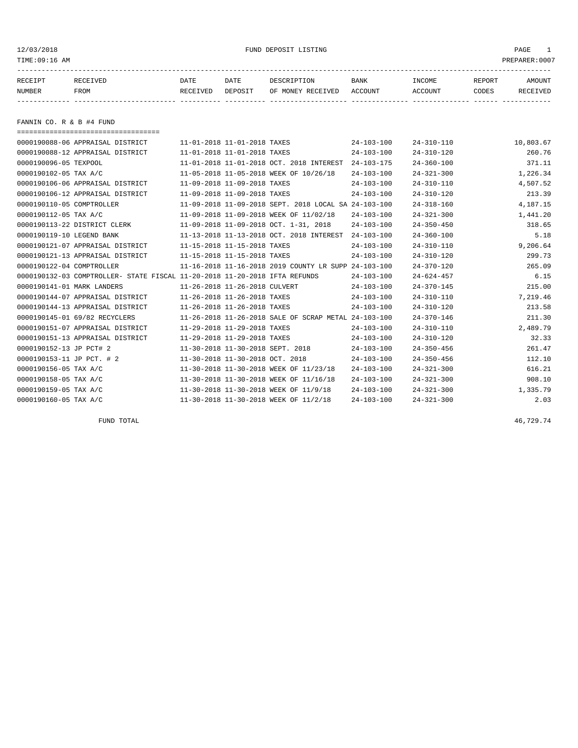12/03/2018 FUND DEPOSIT LISTING

TIME:09:16 AM PREPARER:0007

| RECEIPT NUMBER | RECEIVED FROM | DATE RECEIVED | DATE DEPOSIT | DESCRIPTION OF MONEY RECEIVED | BANK ACCOUNT | INCOME ACCOUNT | REPORT CODES | AMOUNT RECEIVED |
|---|---|---|---|---|---|---|---|---|

## FANNIN CO. R & B #4 FUND

| RECEIPT NUMBER | RECEIVED FROM | DATE RECEIVED | DATE DEPOSIT | DESCRIPTION OF MONEY RECEIVED | BANK ACCOUNT | INCOME ACCOUNT | REPORT CODES | AMOUNT RECEIVED |
|---|---|---|---|---|---|---|---|---|
| 0000190088-06 | APPRAISAL DISTRICT | 11-01-2018 | 11-01-2018 | TAXES | 24-103-100 | 24-310-110 | | 10,803.67 |
| 0000190088-12 | APPRAISAL DISTRICT | 11-01-2018 | 11-01-2018 | TAXES | 24-103-100 | 24-310-120 | | 260.76 |
| 0000190096-05 | TEXPOOL | 11-01-2018 | 11-01-2018 | OCT. 2018 INTEREST | 24-103-175 | 24-360-100 | | 371.11 |
| 0000190102-05 | TAX A/C | 11-05-2018 | 11-05-2018 | WEEK OF 10/26/18 | 24-103-100 | 24-321-300 | | 1,226.34 |
| 0000190106-06 | APPRAISAL DISTRICT | 11-09-2018 | 11-09-2018 | TAXES | 24-103-100 | 24-310-110 | | 4,507.52 |
| 0000190106-12 | APPRAISAL DISTRICT | 11-09-2018 | 11-09-2018 | TAXES | 24-103-100 | 24-310-120 | | 213.39 |
| 0000190110-05 | COMPTROLLER | 11-09-2018 | 11-09-2018 | SEPT. 2018 LOCAL SA | 24-103-100 | 24-318-160 | | 4,187.15 |
| 0000190112-05 | TAX A/C | 11-09-2018 | 11-09-2018 | WEEK OF 11/02/18 | 24-103-100 | 24-321-300 | | 1,441.20 |
| 0000190113-22 | DISTRICT CLERK | 11-09-2018 | 11-09-2018 | OCT. 1-31, 2018 | 24-103-100 | 24-350-450 | | 318.65 |
| 0000190119-10 | LEGEND BANK | 11-13-2018 | 11-13-2018 | OCT. 2018 INTEREST | 24-103-100 | 24-360-100 | | 5.18 |
| 0000190121-07 | APPRAISAL DISTRICT | 11-15-2018 | 11-15-2018 | TAXES | 24-103-100 | 24-310-110 | | 9,206.64 |
| 0000190121-13 | APPRAISAL DISTRICT | 11-15-2018 | 11-15-2018 | TAXES | 24-103-100 | 24-310-120 | | 299.73 |
| 0000190122-04 | COMPTROLLER | 11-16-2018 | 11-16-2018 | 2019 COUNTY LR SUPP | 24-103-100 | 24-370-120 | | 265.09 |
| 0000190132-03 | COMPTROLLER- STATE FISCAL | 11-20-2018 | 11-20-2018 | IFTA REFUNDS | 24-103-100 | 24-624-457 | | 6.15 |
| 0000190141-01 | MARK LANDERS | 11-26-2018 | 11-26-2018 | CULVERT | 24-103-100 | 24-370-145 | | 215.00 |
| 0000190144-07 | APPRAISAL DISTRICT | 11-26-2018 | 11-26-2018 | TAXES | 24-103-100 | 24-310-110 | | 7,219.46 |
| 0000190144-13 | APPRAISAL DISTRICT | 11-26-2018 | 11-26-2018 | TAXES | 24-103-100 | 24-310-120 | | 213.58 |
| 0000190145-01 | 69/82 RECYCLERS | 11-26-2018 | 11-26-2018 | SALE OF SCRAP METAL | 24-103-100 | 24-370-146 | | 211.30 |
| 0000190151-07 | APPRAISAL DISTRICT | 11-29-2018 | 11-29-2018 | TAXES | 24-103-100 | 24-310-110 | | 2,489.79 |
| 0000190151-13 | APPRAISAL DISTRICT | 11-29-2018 | 11-29-2018 | TAXES | 24-103-100 | 24-310-120 | | 32.33 |
| 0000190152-13 | JP PCT# 2 | 11-30-2018 | 11-30-2018 | SEPT. 2018 | 24-103-100 | 24-350-456 | | 261.47 |
| 0000190153-11 | JP PCT. # 2 | 11-30-2018 | 11-30-2018 | OCT. 2018 | 24-103-100 | 24-350-456 | | 112.10 |
| 0000190156-05 | TAX A/C | 11-30-2018 | 11-30-2018 | WEEK OF 11/23/18 | 24-103-100 | 24-321-300 | | 616.21 |
| 0000190158-05 | TAX A/C | 11-30-2018 | 11-30-2018 | WEEK OF 11/16/18 | 24-103-100 | 24-321-300 | | 908.10 |
| 0000190159-05 | TAX A/C | 11-30-2018 | 11-30-2018 | WEEK OF 11/9/18 | 24-103-100 | 24-321-300 | | 1,335.79 |
| 0000190160-05 | TAX A/C | 11-30-2018 | 11-30-2018 | WEEK OF 11/2/18 | 24-103-100 | 24-321-300 | | 2.03 |

FUND TOTAL 46,729.74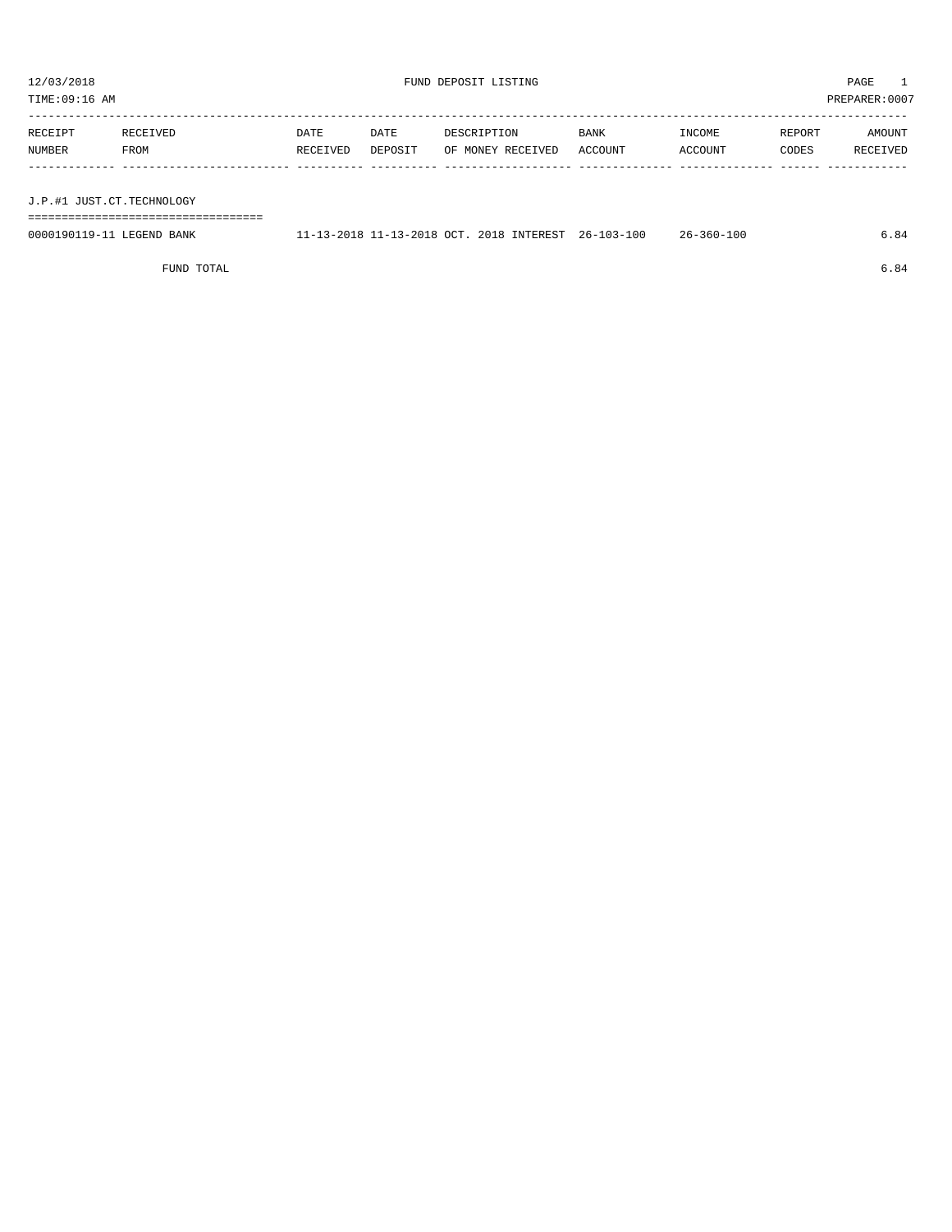12/03/2018 FUND DEPOSIT LISTING PAGE 1

TIME:09:16 AM PREPARER:0007

| RECEIPT NUMBER | RECEIVED FROM | DATE RECEIVED | DATE DEPOSIT | DESCRIPTION OF MONEY RECEIVED | BANK ACCOUNT | INCOME ACCOUNT | REPORT CODES | AMOUNT RECEIVED |
|---|---|---|---|---|---|---|---|---|
| J.P.#1 JUST.CT.TECHNOLOGY | | | | | | | | |
| 0000190119-11 | LEGEND BANK | 11-13-2018 | 11-13-2018 | OCT. 2018 INTEREST | 26-103-100 | 26-360-100 | | 6.84 |
| | FUND TOTAL | | | | | | | 6.84 |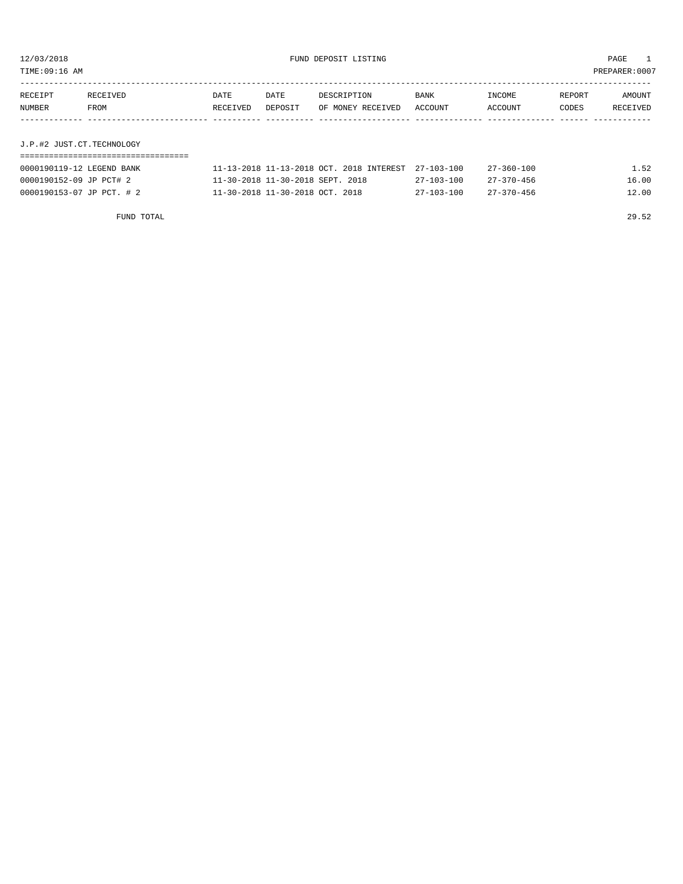12/03/2018 FUND DEPOSIT LISTING PAGE 1
TIME:09:16 AM PREPARER:0007

| RECEIPT NUMBER | RECEIVED FROM | DATE RECEIVED | DATE DEPOSIT | DESCRIPTION OF MONEY RECEIVED | BANK ACCOUNT | INCOME ACCOUNT | REPORT CODES | AMOUNT RECEIVED |
|---|---|---|---|---|---|---|---|---|
| **J.P.#2 JUST.CT.TECHNOLOGY** | | | | | | | | |
| 0000190119-12 | LEGEND BANK | 11-13-2018 | 11-13-2018 | OCT. 2018 INTEREST | 27-103-100 | 27-360-100 | | 1.52 |
| 0000190152-09 | JP PCT# 2 | 11-30-2018 | 11-30-2018 | SEPT. 2018 | 27-103-100 | 27-370-456 | | 16.00 |
| 0000190153-07 | JP PCT. # 2 | 11-30-2018 | 11-30-2018 | OCT. 2018 | 27-103-100 | 27-370-456 | | 12.00 |
| | FUND TOTAL | | | | | | | 29.52 |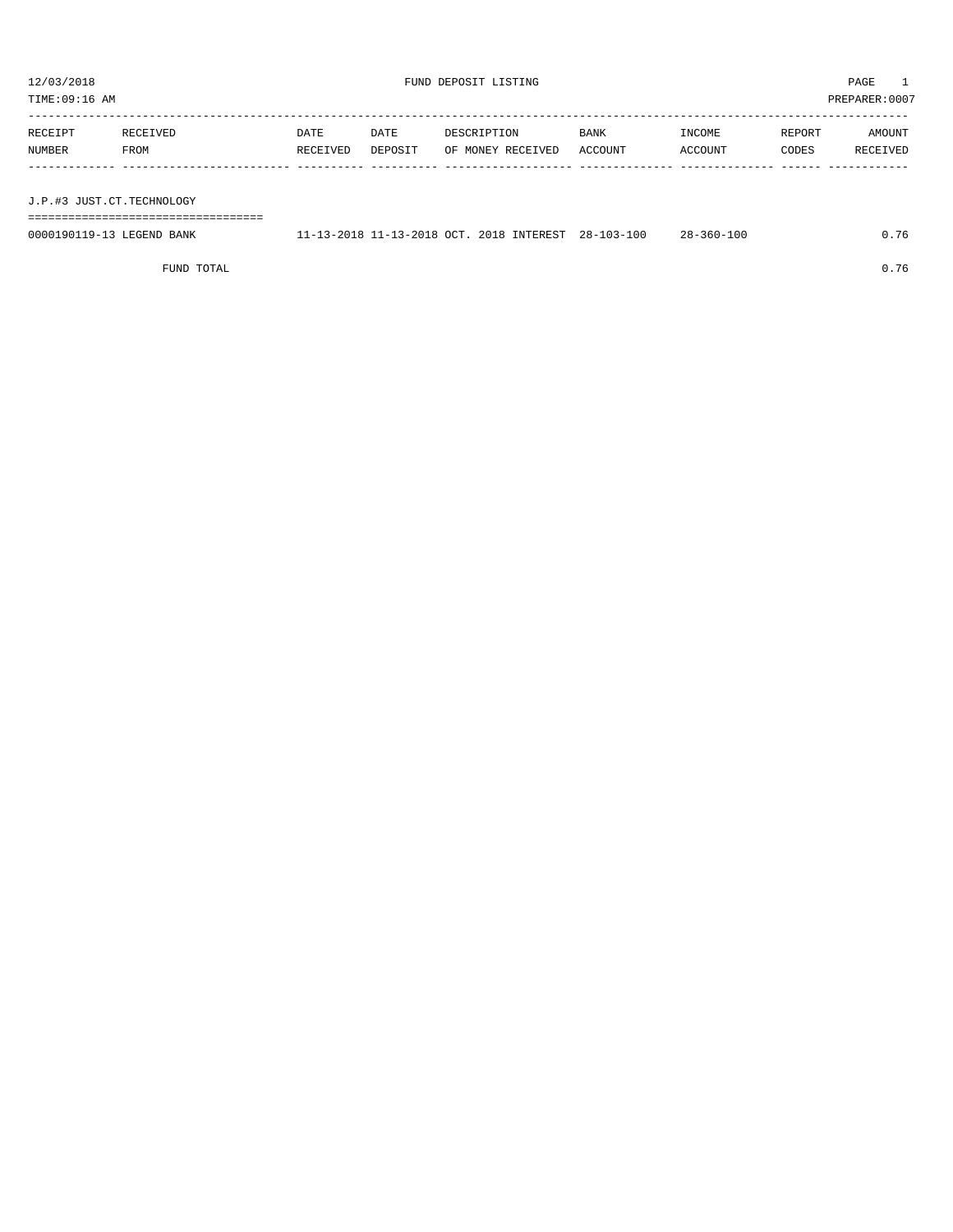12/03/2018 FUND DEPOSIT LISTING

TIME:09:16 AM PREPARER:0007

| RECEIPT NUMBER | RECEIVED FROM | DATE RECEIVED | DATE DEPOSIT | DESCRIPTION OF MONEY RECEIVED | BANK ACCOUNT | INCOME ACCOUNT | REPORT CODES | AMOUNT RECEIVED |
|---|---|---|---|---|---|---|---|---|

## J.P.#3 JUST.CT.TECHNOLOGY

| RECEIPT NUMBER | RECEIVED FROM | DATE RECEIVED | DATE DEPOSIT | DESCRIPTION OF MONEY RECEIVED | BANK ACCOUNT | INCOME ACCOUNT | REPORT CODES | AMOUNT RECEIVED |
|---|---|---|---|---|---|---|---|---|
| 0000190119-13 | LEGEND BANK | 11-13-2018 | 11-13-2018 | OCT. 2018 INTEREST | 28-103-100 | 28-360-100 | | 0.76 |
| | FUND TOTAL | | | | | | | 0.76 |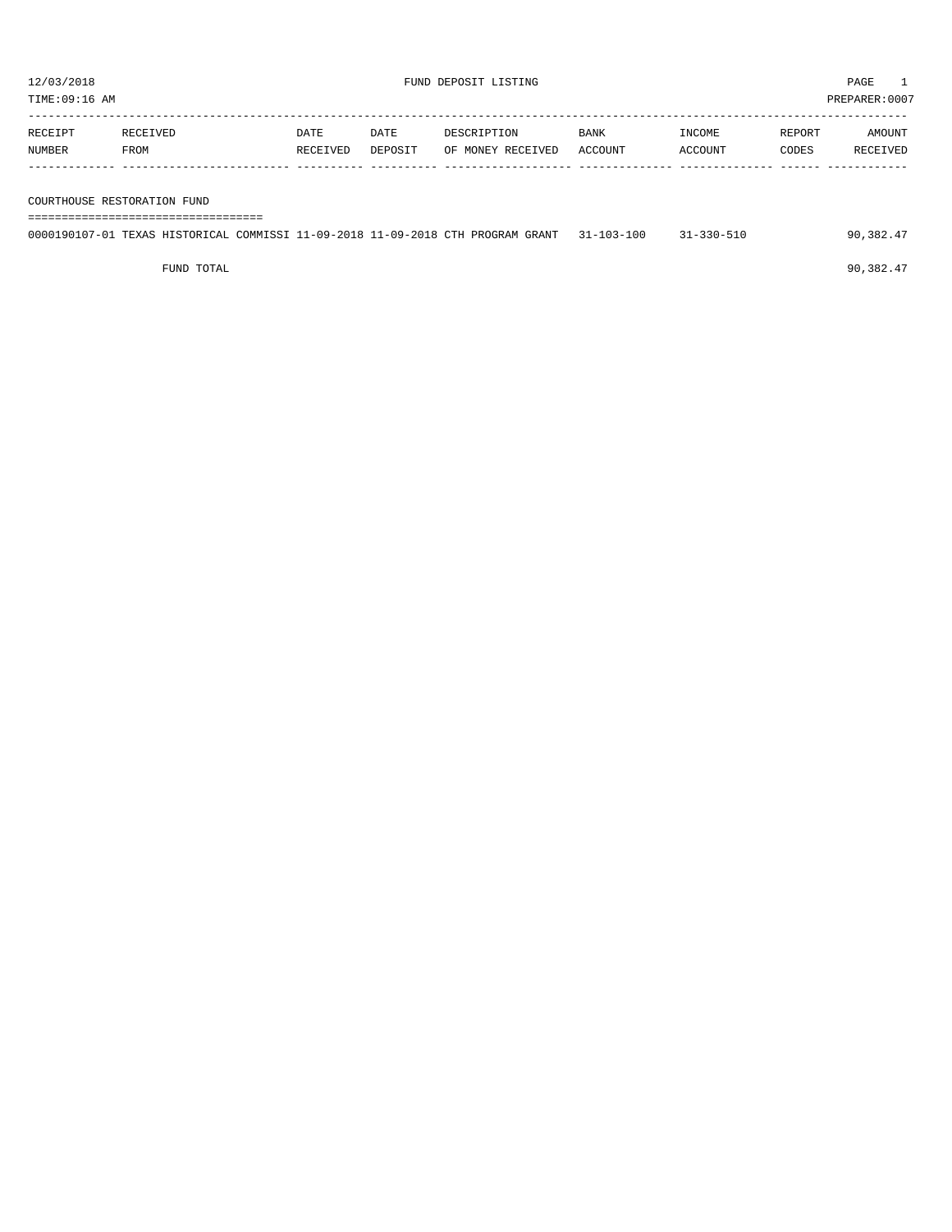12/03/2018 FUND DEPOSIT LISTING PAGE 1
TIME:09:16 AM PREPARER:0007

| RECEIPT NUMBER | RECEIVED FROM | DATE RECEIVED | DATE DEPOSIT | DESCRIPTION OF MONEY RECEIVED | BANK ACCOUNT | INCOME ACCOUNT | REPORT CODES | AMOUNT RECEIVED |
|---|---|---|---|---|---|---|---|---|
| **COURTHOUSE RESTORATION FUND** | | | | | | | | |
| 0000190107-01 | TEXAS HISTORICAL COMMISSI | 11-09-2018 | 11-09-2018 | CTH PROGRAM GRANT | 31-103-100 | 31-330-510 | | 90,382.47 |
| | FUND TOTAL | | | | | | | 90,382.47 |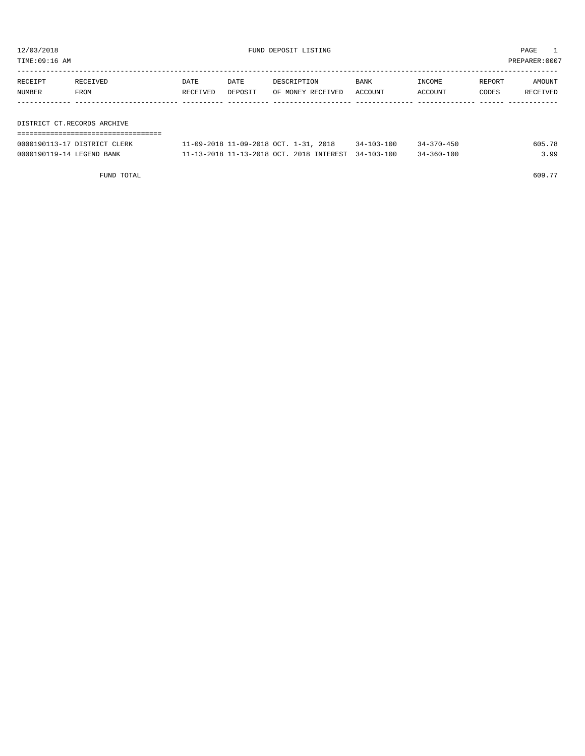12/03/2018 FUND DEPOSIT LISTING PAGE 1

TIME:09:16 AM PREPARER:0007

| RECEIPT NUMBER | RECEIVED FROM | DATE RECEIVED | DATE DEPOSIT | DESCRIPTION OF MONEY RECEIVED | BANK ACCOUNT | INCOME ACCOUNT | REPORT CODES | AMOUNT RECEIVED |
|---|---|---|---|---|---|---|---|---|
| **DISTRICT CT.RECORDS ARCHIVE** | | | | | | | | |
| 0000190113-17 | DISTRICT CLERK | 11-09-2018 | 11-09-2018 | OCT. 1-31, 2018 | 34-103-100 | 34-370-450 | | 605.78 |
| 0000190119-14 | LEGEND BANK | 11-13-2018 | 11-13-2018 | OCT. 2018 INTEREST | 34-103-100 | 34-360-100 | | 3.99 |
| | FUND TOTAL | | | | | | | 609.77 |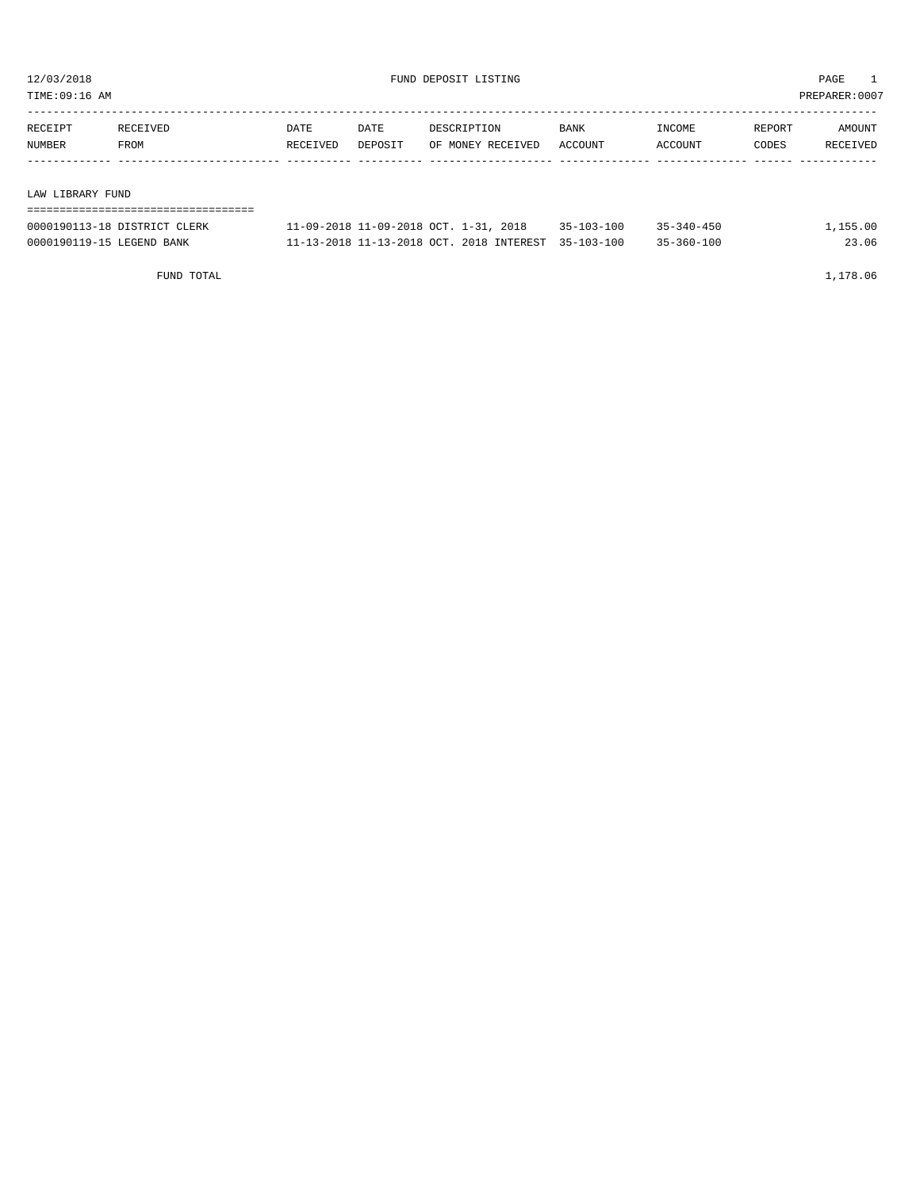12/03/2018 FUND DEPOSIT LISTING

TIME:09:16 AM PREPARER:0007

| RECEIPT NUMBER | RECEIVED FROM | DATE RECEIVED | DATE DEPOSIT | DESCRIPTION OF MONEY RECEIVED | BANK ACCOUNT | INCOME ACCOUNT | REPORT CODES | AMOUNT RECEIVED |
|---|---|---|---|---|---|---|---|---|
| **LAW LIBRARY FUND** | | | | | | | | |
| 0000190113-18 | DISTRICT CLERK | 11-09-2018 | 11-09-2018 | OCT. 1-31, 2018 | 35-103-100 | 35-340-450 | | 1,155.00 |
| 0000190119-15 | LEGEND BANK | 11-13-2018 | 11-13-2018 | OCT. 2018 INTEREST | 35-103-100 | 35-360-100 | | 23.06 |
| | FUND TOTAL | | | | | | | 1,178.06 |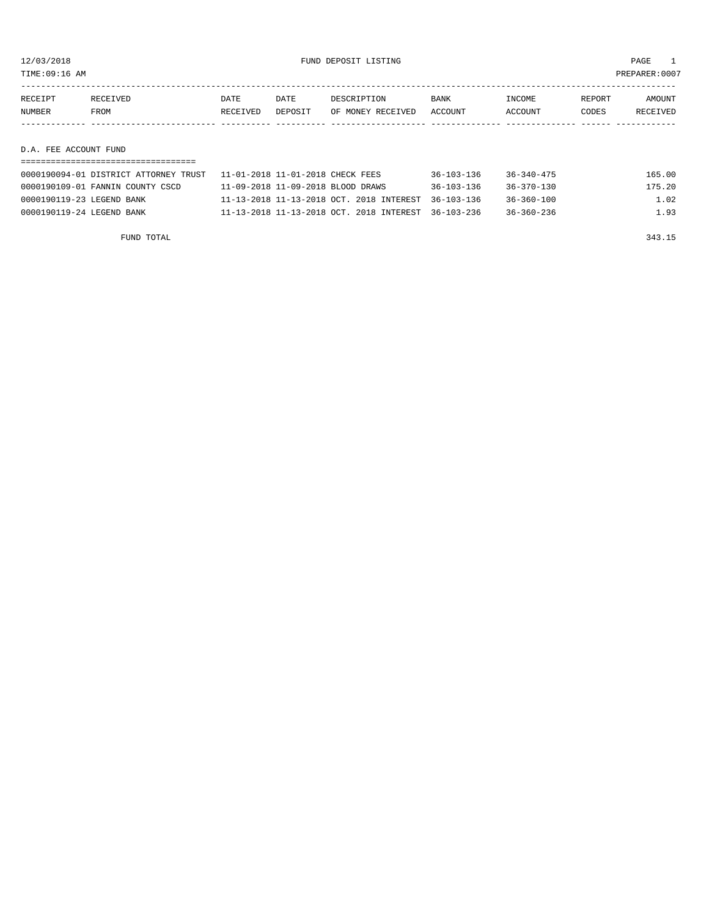12/03/2018 FUND DEPOSIT LISTING

TIME:09:16 AM PREPARER:0007

| RECEIPT NUMBER | RECEIVED FROM | DATE RECEIVED | DATE DEPOSIT | DESCRIPTION OF MONEY RECEIVED | BANK ACCOUNT | INCOME ACCOUNT | REPORT CODES | AMOUNT RECEIVED |
|---|---|---|---|---|---|---|---|---|

## D.A. FEE ACCOUNT FUND

| RECEIPT NUMBER | RECEIVED FROM | DATE RECEIVED | DATE DEPOSIT | DESCRIPTION OF MONEY RECEIVED | BANK ACCOUNT | INCOME ACCOUNT | REPORT CODES | AMOUNT RECEIVED |
|---|---|---|---|---|---|---|---|---|
| 0000190094-01 | DISTRICT ATTORNEY TRUST | 11-01-2018 | 11-01-2018 | CHECK FEES | 36-103-136 | 36-340-475 | | 165.00 |
| 0000190109-01 | FANNIN COUNTY CSCD | 11-09-2018 | 11-09-2018 | BLOOD DRAWS | 36-103-136 | 36-370-130 | | 175.20 |
| 0000190119-23 | LEGEND BANK | 11-13-2018 | 11-13-2018 | OCT. 2018 INTEREST | 36-103-136 | 36-360-100 | | 1.02 |
| 0000190119-24 | LEGEND BANK | 11-13-2018 | 11-13-2018 | OCT. 2018 INTEREST | 36-103-236 | 36-360-236 | | 1.93 |
| | FUND TOTAL | | | | | | | 343.15 |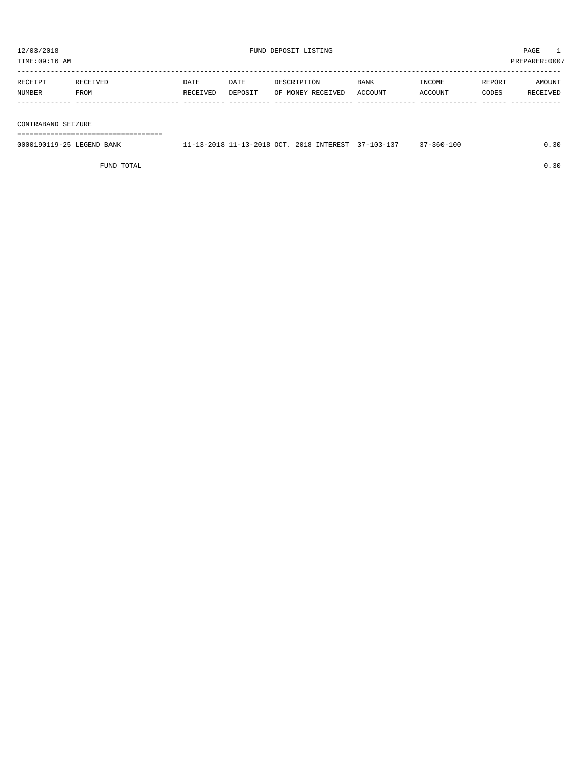12/03/2018 FUND DEPOSIT LISTING

TIME:09:16 AM PREPARER:0007

| RECEIPT NUMBER | RECEIVED FROM | DATE RECEIVED | DATE DEPOSIT | DESCRIPTION OF MONEY RECEIVED | BANK ACCOUNT | INCOME ACCOUNT | REPORT CODES | AMOUNT RECEIVED |
|---|---|---|---|---|---|---|---|---|
| **CONTRABAND SEIZURE** | | | | | | | | |
| 0000190119-25 | LEGEND BANK | 11-13-2018 | 11-13-2018 | OCT. 2018 INTEREST | 37-103-137 | 37-360-100 | | 0.30 |
| | FUND TOTAL | | | | | | | 0.30 |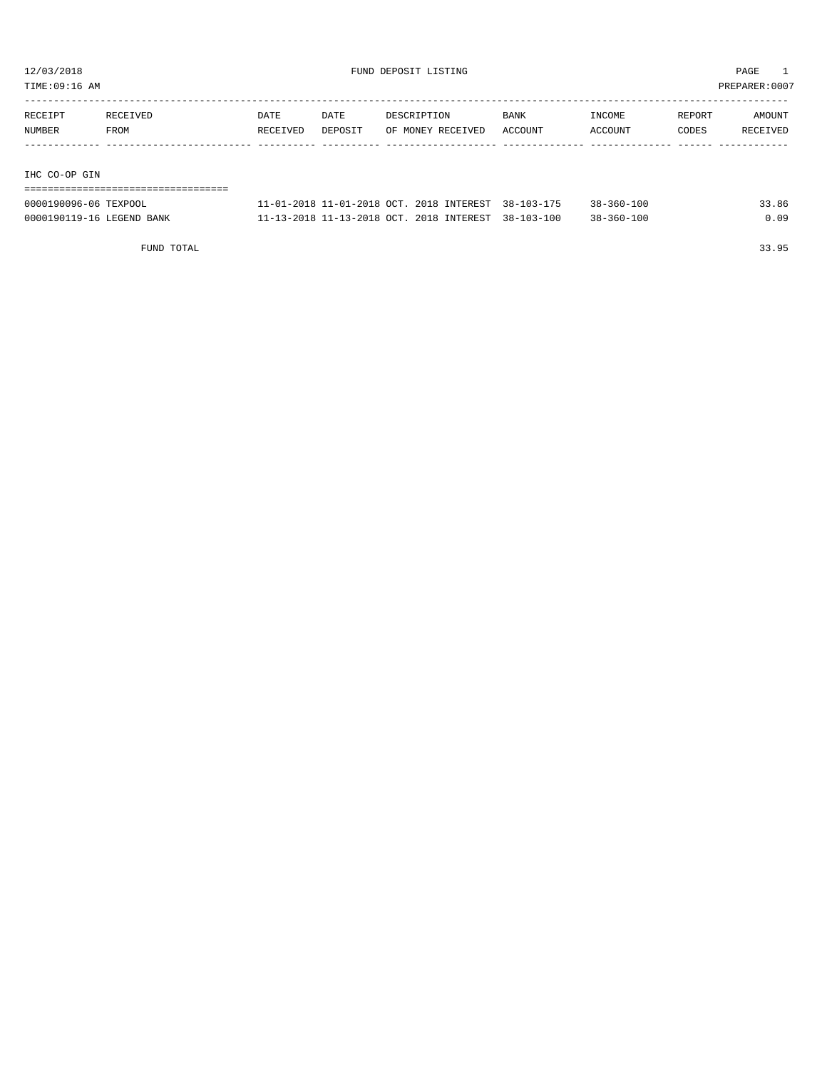12/03/2018 FUND DEPOSIT LISTING

TIME:09:16 AM PREPARER:0007

| RECEIPT NUMBER | RECEIVED FROM | DATE RECEIVED | DATE DEPOSIT | DESCRIPTION OF MONEY RECEIVED | BANK ACCOUNT | INCOME ACCOUNT | REPORT CODES | AMOUNT RECEIVED |
|---|---|---|---|---|---|---|---|---|
| **IHC CO-OP GIN** | | | | | | | | |
| 0000190096-06 | TEXPOOL | 11-01-2018 | 11-01-2018 | OCT. 2018 INTEREST | 38-103-175 | 38-360-100 | | 33.86 |
| 0000190119-16 | LEGEND BANK | 11-13-2018 | 11-13-2018 | OCT. 2018 INTEREST | 38-103-100 | 38-360-100 | | 0.09 |
| | FUND TOTAL | | | | | | | 33.95 |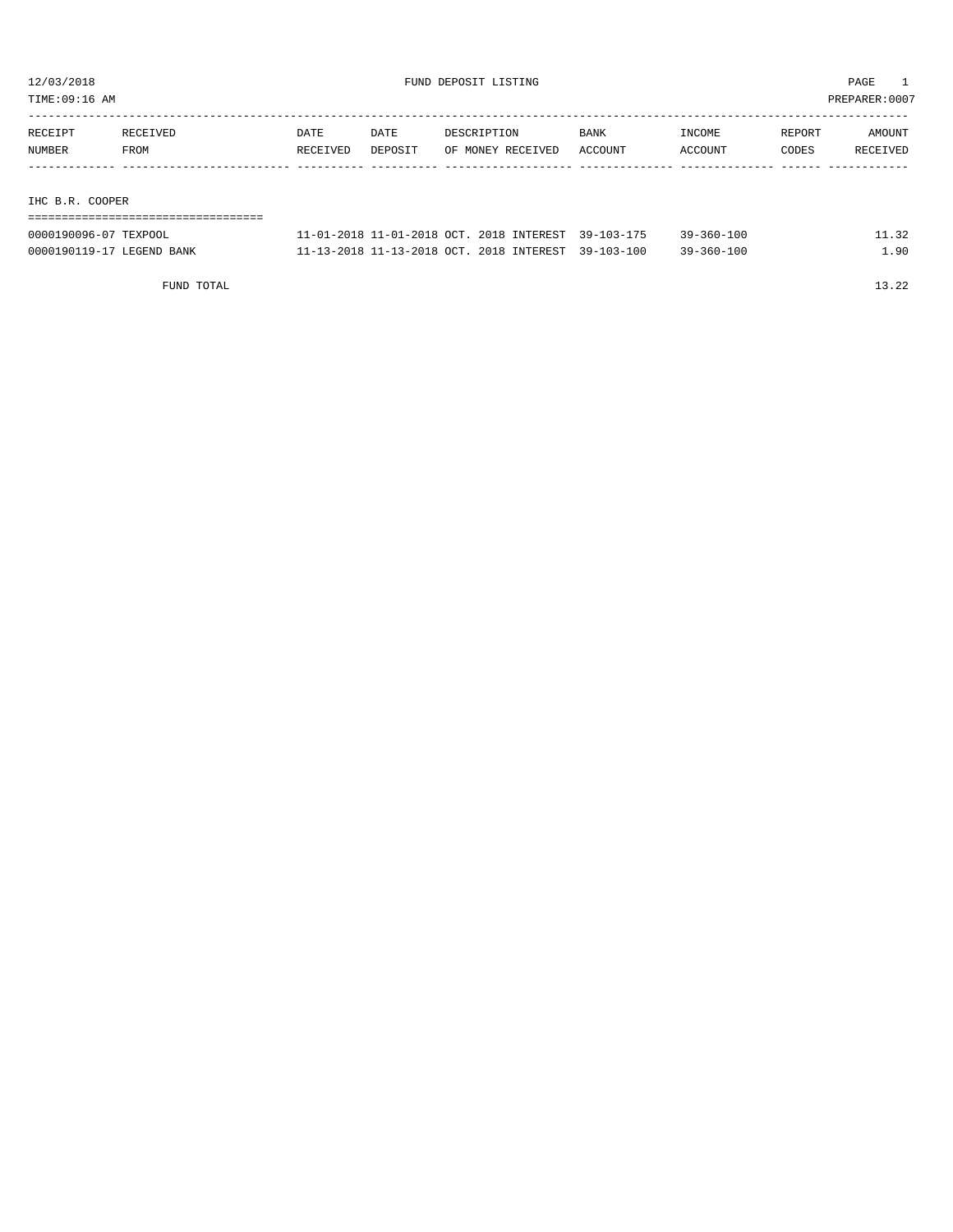12/03/2018 FUND DEPOSIT LISTING PAGE 1

TIME:09:16 AM PREPARER:0007

| RECEIPT NUMBER | RECEIVED FROM | DATE RECEIVED | DATE DEPOSIT | DESCRIPTION OF MONEY RECEIVED | BANK ACCOUNT | INCOME ACCOUNT | REPORT CODES | AMOUNT RECEIVED |
|---|---|---|---|---|---|---|---|---|
| **IHC B.R. COOPER** | | | | | | | | |
| 0000190096-07 | TEXPOOL | 11-01-2018 | 11-01-2018 | OCT. 2018 INTEREST | 39-103-175 | 39-360-100 | | 11.32 |
| 0000190119-17 | LEGEND BANK | 11-13-2018 | 11-13-2018 | OCT. 2018 INTEREST | 39-103-100 | 39-360-100 | | 1.90 |
| | FUND TOTAL | | | | | | | 13.22 |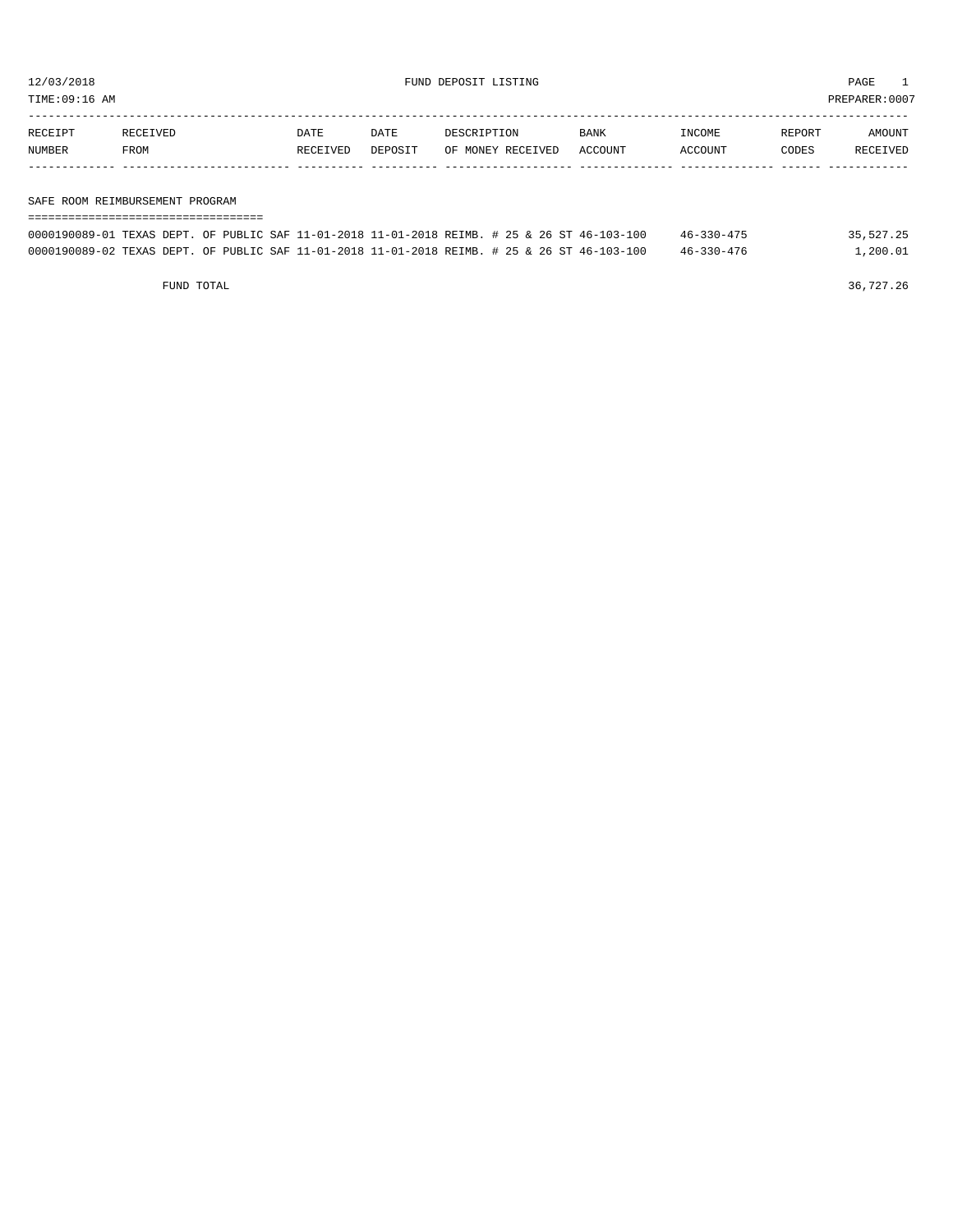12/03/2018 FUND DEPOSIT LISTING

TIME:09:16 AM PREPARER:0007

| RECEIPT NUMBER | RECEIVED FROM | DATE RECEIVED | DATE DEPOSIT | DESCRIPTION OF MONEY RECEIVED | BANK ACCOUNT | INCOME ACCOUNT | REPORT CODES | AMOUNT RECEIVED |
|---|---|---|---|---|---|---|---|---|

SAFE ROOM REIMBURSEMENT PROGRAM

| RECEIPT NUMBER | RECEIVED FROM | DATE RECEIVED | DATE DEPOSIT | DESCRIPTION OF MONEY RECEIVED | BANK ACCOUNT | INCOME ACCOUNT | REPORT CODES | AMOUNT RECEIVED |
|---|---|---|---|---|---|---|---|---|
| 0000190089-01 | TEXAS DEPT. OF PUBLIC SAF | 11-01-2018 | 11-01-2018 | REIMB. # 25 & 26 ST | 46-103-100 | 46-330-475 | | 35,527.25 |
| 0000190089-02 | TEXAS DEPT. OF PUBLIC SAF | 11-01-2018 | 11-01-2018 | REIMB. # 25 & 26 ST | 46-103-100 | 46-330-476 | | 1,200.01 |
| | FUND TOTAL | | | | | | | 36,727.26 |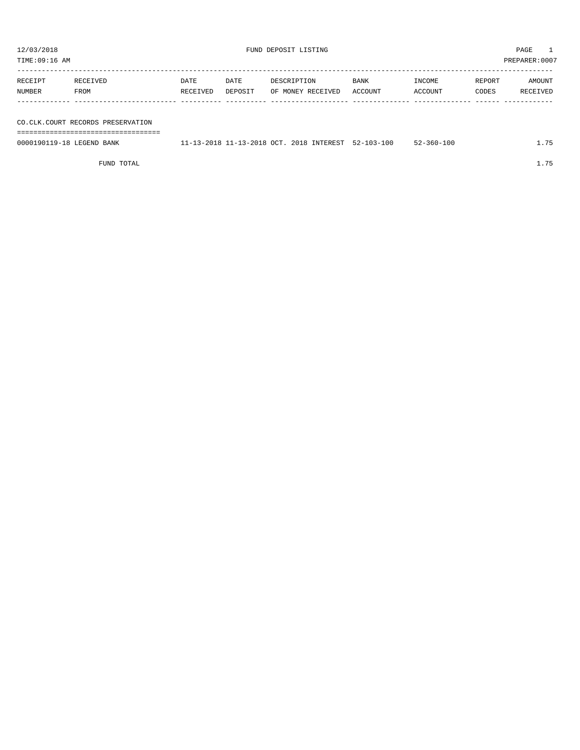12/03/2018 FUND DEPOSIT LISTING

TIME:09:16 AM PREPARER:0007

| RECEIPT NUMBER | RECEIVED FROM | DATE RECEIVED | DATE DEPOSIT | DESCRIPTION OF MONEY RECEIVED | BANK ACCOUNT | INCOME ACCOUNT | REPORT CODES | AMOUNT RECEIVED |
|---|---|---|---|---|---|---|---|---|
| **CO.CLK.COURT RECORDS PRESERVATION** | | | | | | | | |
| 0000190119-18 | LEGEND BANK | 11-13-2018 | 11-13-2018 | OCT. 2018 INTEREST | 52-103-100 | 52-360-100 | | 1.75 |
| | FUND TOTAL | | | | | | | 1.75 |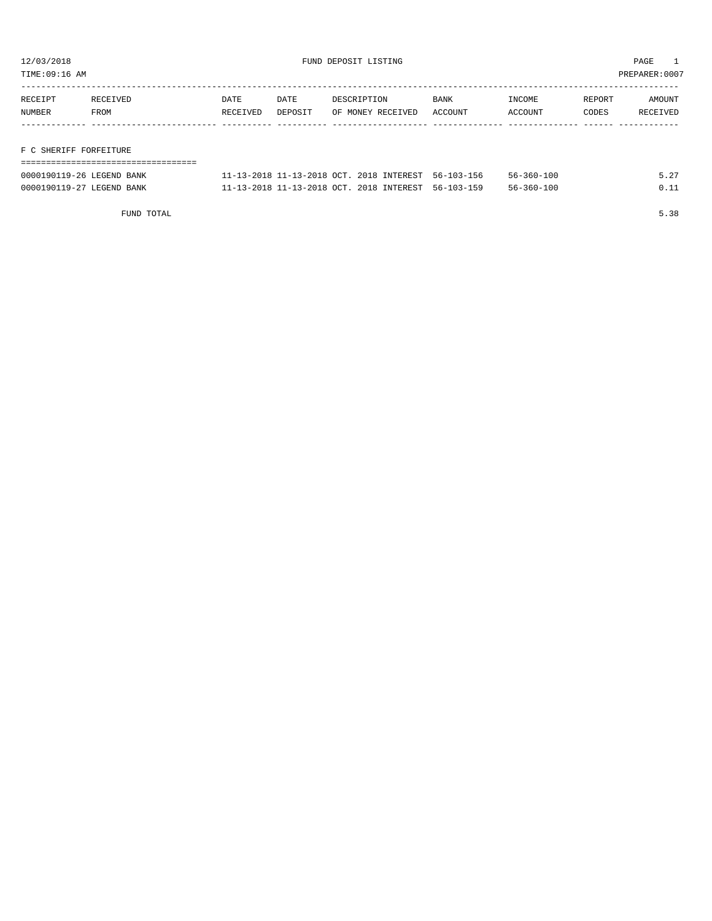12/03/2018 FUND DEPOSIT LISTING

TIME:09:16 AM PREPARER:0007

| RECEIPT NUMBER | RECEIVED FROM | DATE RECEIVED | DATE DEPOSIT | DESCRIPTION OF MONEY RECEIVED | BANK ACCOUNT | INCOME ACCOUNT | REPORT CODES | AMOUNT RECEIVED |
|---|---|---|---|---|---|---|---|---|

## F C SHERIFF FORFEITURE

| RECEIPT NUMBER | RECEIVED FROM | DATE RECEIVED | DATE DEPOSIT | DESCRIPTION OF MONEY RECEIVED | BANK ACCOUNT | INCOME ACCOUNT | REPORT CODES | AMOUNT RECEIVED |
|---|---|---|---|---|---|---|---|---|
| 0000190119-26 | LEGEND BANK | 11-13-2018 | 11-13-2018 | OCT. 2018 INTEREST | 56-103-156 | 56-360-100 | | 5.27 |
| 0000190119-27 | LEGEND BANK | 11-13-2018 | 11-13-2018 | OCT. 2018 INTEREST | 56-103-159 | 56-360-100 | | 0.11 |

FUND TOTAL 5.38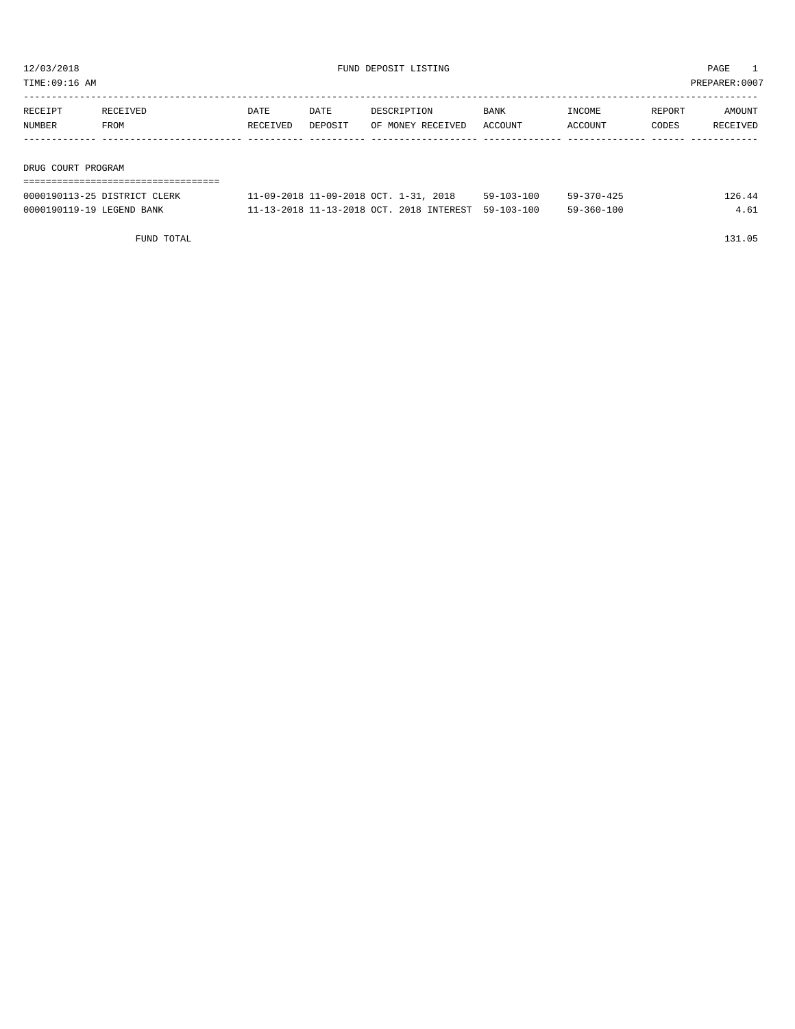# FUND DEPOSIT LISTING

12/03/2018
TIME:09:16 AM
PREPARER:0007

## DRUG COURT PROGRAM

| RECEIPT NUMBER | RECEIVED FROM | DATE RECEIVED | DATE DEPOSIT | DESCRIPTION OF MONEY RECEIVED | BANK ACCOUNT | INCOME ACCOUNT | REPORT CODES | AMOUNT RECEIVED |
|---|---|---|---|---|---|---|---|---|
| 0000190113-25 | DISTRICT CLERK | 11-09-2018 | 11-09-2018 | OCT. 1-31, 2018 | 59-103-100 | 59-370-425 | | 126.44 |
| 0000190119-19 | LEGEND BANK | 11-13-2018 | 11-13-2018 | OCT. 2018 INTEREST | 59-103-100 | 59-360-100 | | 4.61 |
| | FUND TOTAL | | | | | | | 131.05 |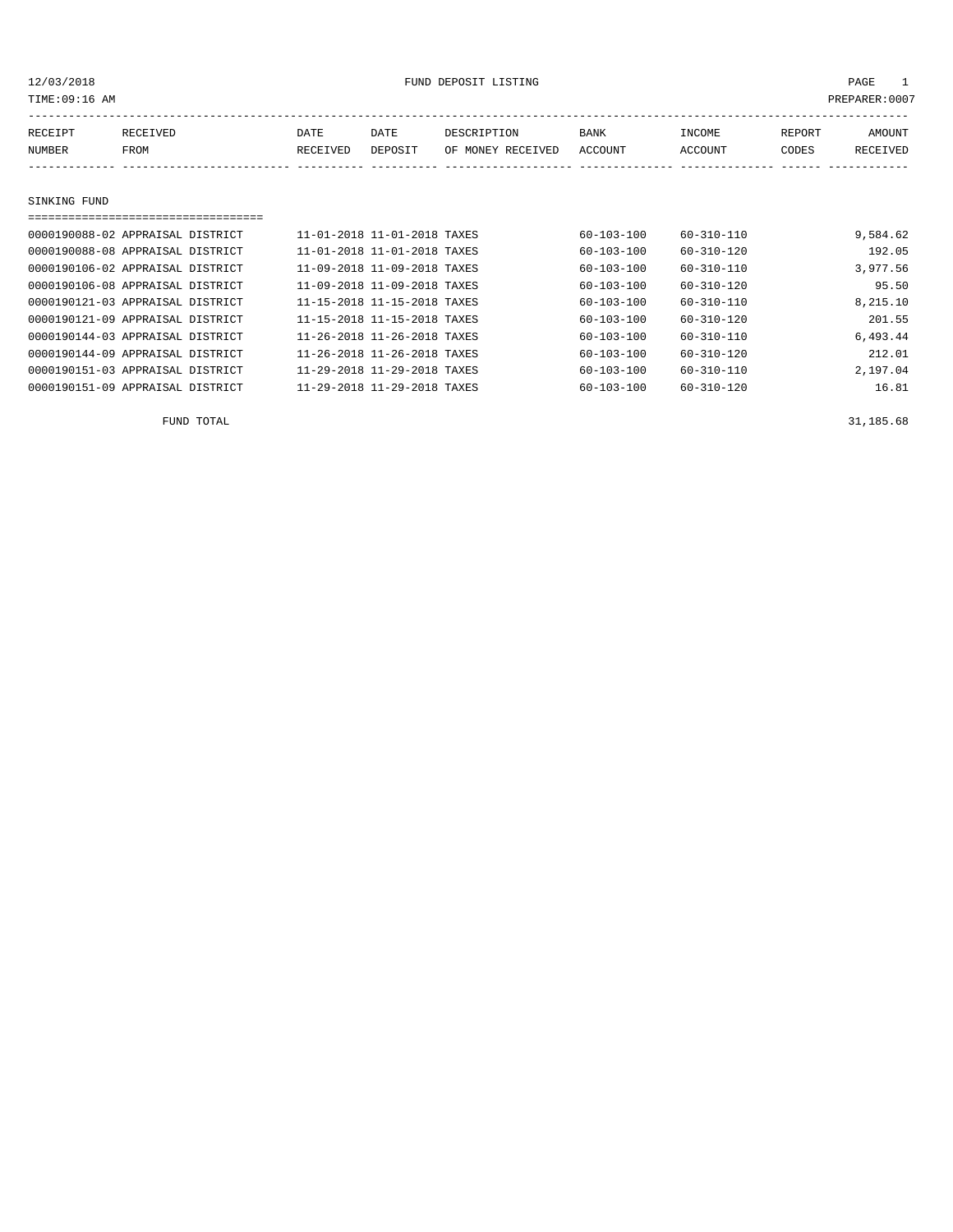12/03/2018 FUND DEPOSIT LISTING

TIME:09:16 AM PREPARER:0007

| RECEIPT NUMBER | RECEIVED FROM | DATE RECEIVED | DATE DEPOSIT | DESCRIPTION OF MONEY RECEIVED | BANK ACCOUNT | INCOME ACCOUNT | REPORT CODES | AMOUNT RECEIVED |
|---|---|---|---|---|---|---|---|---|

## SINKING FUND

| RECEIPT NUMBER | RECEIVED FROM | DATE RECEIVED | DATE DEPOSIT | DESCRIPTION OF MONEY RECEIVED | BANK ACCOUNT | INCOME ACCOUNT | REPORT CODES | AMOUNT RECEIVED |
|---|---|---|---|---|---|---|---|---|
| 0000190088-02 | APPRAISAL DISTRICT | 11-01-2018 | 11-01-2018 | TAXES | 60-103-100 | 60-310-110 | | 9,584.62 |
| 0000190088-08 | APPRAISAL DISTRICT | 11-01-2018 | 11-01-2018 | TAXES | 60-103-100 | 60-310-120 | | 192.05 |
| 0000190106-02 | APPRAISAL DISTRICT | 11-09-2018 | 11-09-2018 | TAXES | 60-103-100 | 60-310-110 | | 3,977.56 |
| 0000190106-08 | APPRAISAL DISTRICT | 11-09-2018 | 11-09-2018 | TAXES | 60-103-100 | 60-310-120 | | 95.50 |
| 0000190121-03 | APPRAISAL DISTRICT | 11-15-2018 | 11-15-2018 | TAXES | 60-103-100 | 60-310-110 | | 8,215.10 |
| 0000190121-09 | APPRAISAL DISTRICT | 11-15-2018 | 11-15-2018 | TAXES | 60-103-100 | 60-310-120 | | 201.55 |
| 0000190144-03 | APPRAISAL DISTRICT | 11-26-2018 | 11-26-2018 | TAXES | 60-103-100 | 60-310-110 | | 6,493.44 |
| 0000190144-09 | APPRAISAL DISTRICT | 11-26-2018 | 11-26-2018 | TAXES | 60-103-100 | 60-310-120 | | 212.01 |
| 0000190151-03 | APPRAISAL DISTRICT | 11-29-2018 | 11-29-2018 | TAXES | 60-103-100 | 60-310-110 | | 2,197.04 |
| 0000190151-09 | APPRAISAL DISTRICT | 11-29-2018 | 11-29-2018 | TAXES | 60-103-100 | 60-310-120 | | 16.81 |
| | FUND TOTAL | | | | | | | 31,185.68 |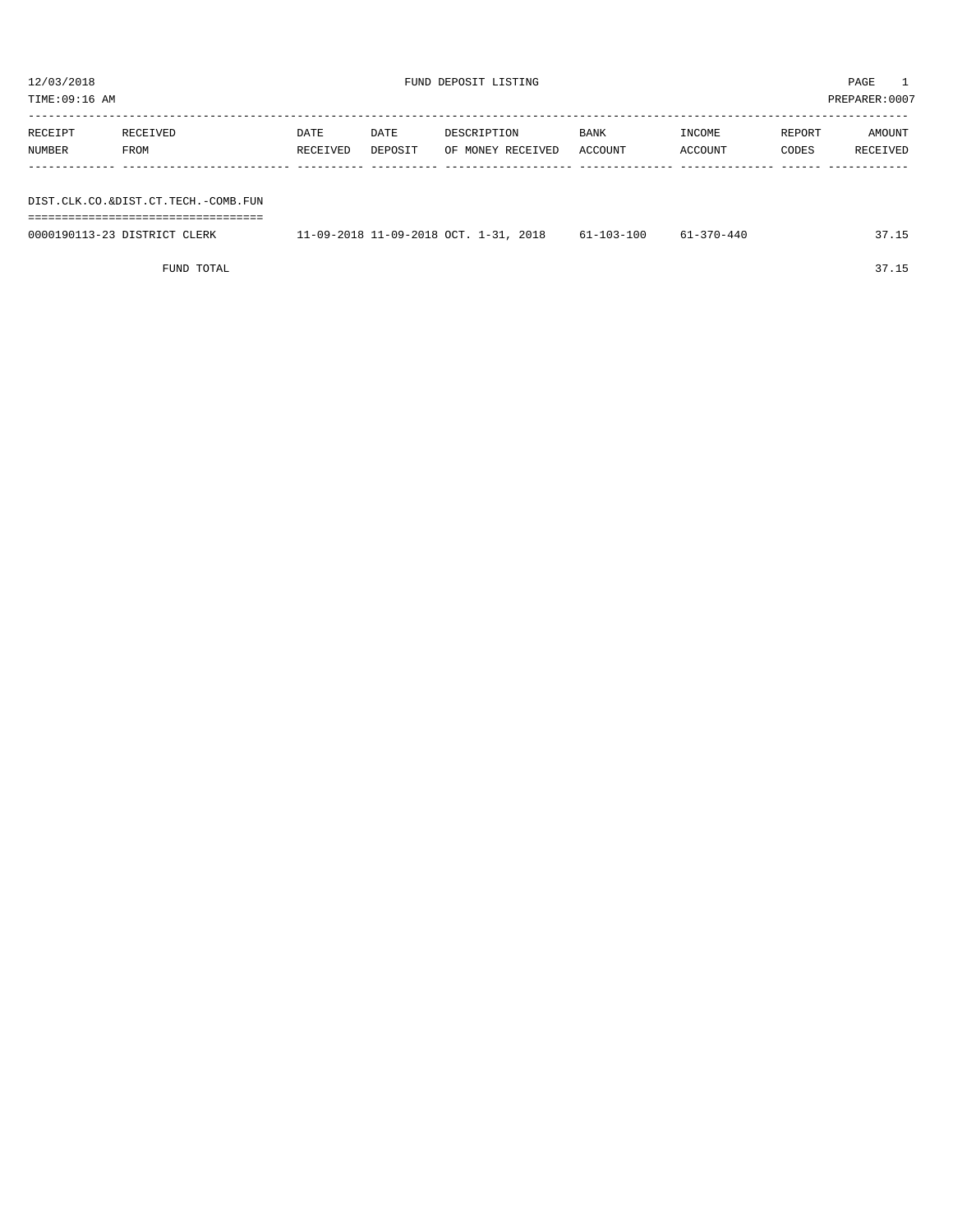12/03/2018 FUND DEPOSIT LISTING PAGE 1
TIME:09:16 AM PREPARER:0007

| RECEIPT NUMBER | RECEIVED FROM | DATE RECEIVED | DATE DEPOSIT | DESCRIPTION OF MONEY RECEIVED | BANK ACCOUNT | INCOME ACCOUNT | REPORT CODES | AMOUNT RECEIVED |
|---|---|---|---|---|---|---|---|---|
| **DIST.CLK.CO.&DIST.CT.TECH.-COMB.FUN** | | | | | | | | |
| 0000190113-23 | DISTRICT CLERK | 11-09-2018 | 11-09-2018 | OCT. 1-31, 2018 | 61-103-100 | 61-370-440 | | 37.15 |
| | FUND TOTAL | | | | | | | 37.15 |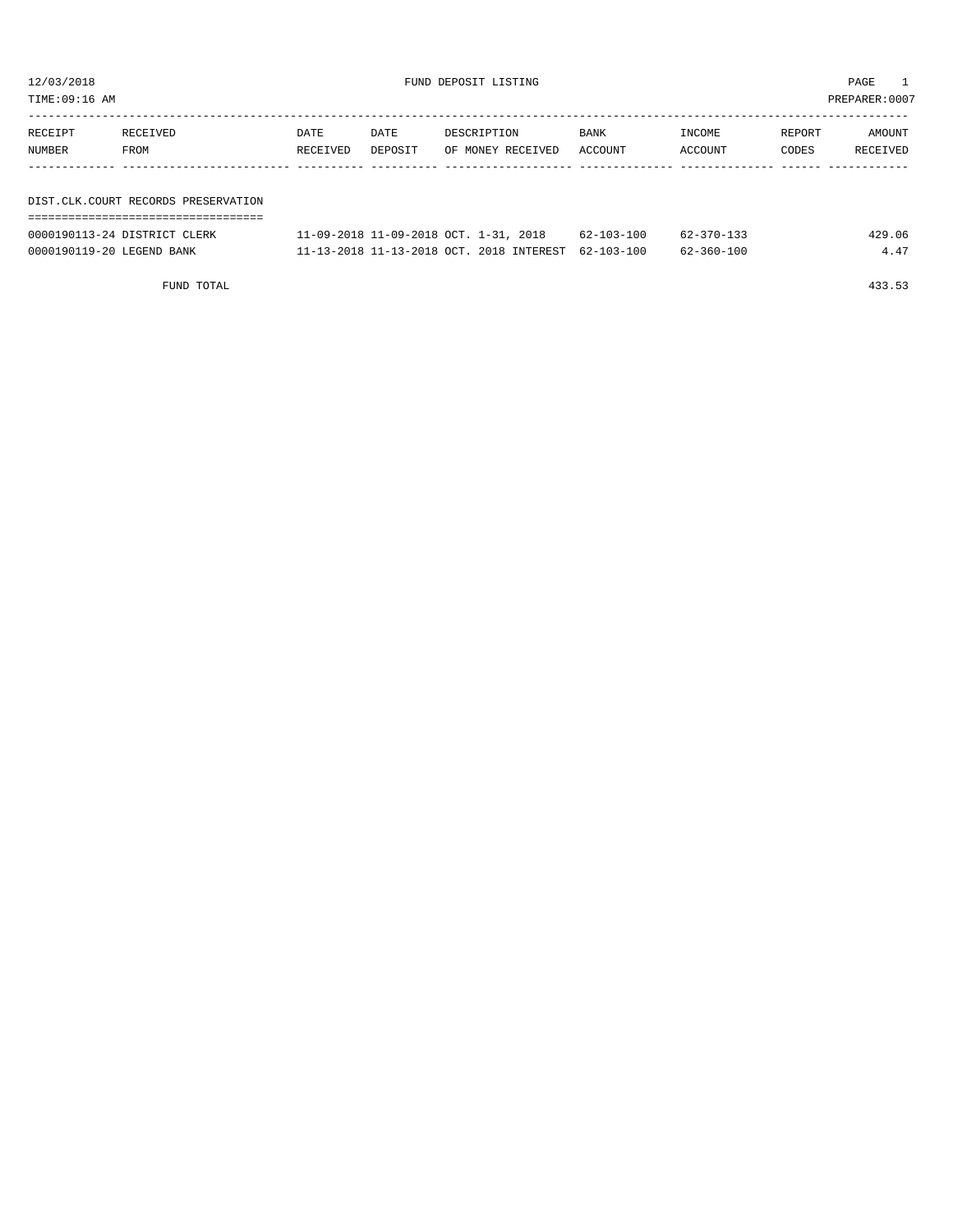12/03/2018 FUND DEPOSIT LISTING

TIME:09:16 AM PREPARER:0007

| RECEIPT NUMBER | RECEIVED FROM | DATE RECEIVED | DATE DEPOSIT | DESCRIPTION OF MONEY RECEIVED | BANK ACCOUNT | INCOME ACCOUNT | REPORT CODES | AMOUNT RECEIVED |
|---|---|---|---|---|---|---|---|---|

## DIST.CLK.COURT RECORDS PRESERVATION

| RECEIPT NUMBER | RECEIVED FROM | DATE RECEIVED | DATE DEPOSIT | DESCRIPTION OF MONEY RECEIVED | BANK ACCOUNT | INCOME ACCOUNT | REPORT CODES | AMOUNT RECEIVED |
|---|---|---|---|---|---|---|---|---|
| 0000190113-24 | DISTRICT CLERK | 11-09-2018 | 11-09-2018 | OCT. 1-31, 2018 | 62-103-100 | 62-370-133 | | 429.06 |
| 0000190119-20 | LEGEND BANK | 11-13-2018 | 11-13-2018 | OCT. 2018 INTEREST | 62-103-100 | 62-360-100 | | 4.47 |
| | FUND TOTAL | | | | | | | 433.53 |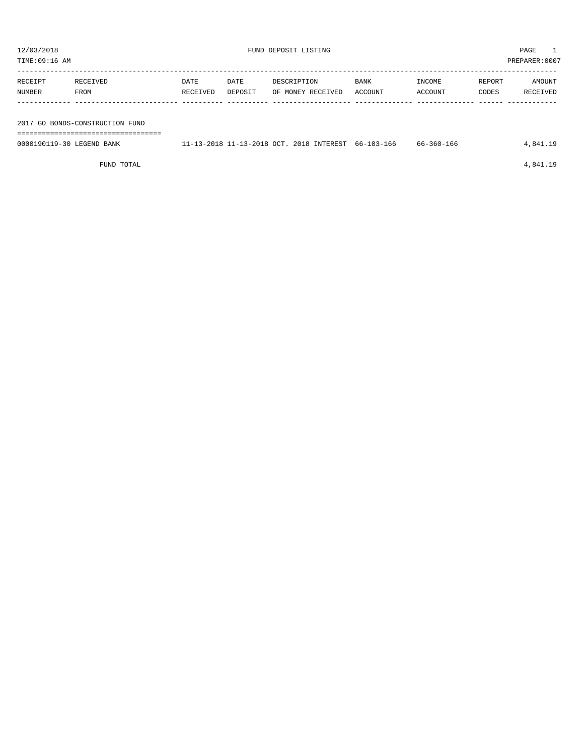12/03/2018 FUND DEPOSIT LISTING PAGE 1

TIME:09:16 AM PREPARER:0007

| RECEIPT NUMBER | RECEIVED FROM | DATE RECEIVED | DATE DEPOSIT | DESCRIPTION OF MONEY RECEIVED | BANK ACCOUNT | INCOME ACCOUNT | REPORT CODES | AMOUNT RECEIVED |
|---|---|---|---|---|---|---|---|---|
| **2017 GO BONDS-CONSTRUCTION FUND** | | | | | | | | |
| 0000190119-30 | LEGEND BANK | 11-13-2018 | 11-13-2018 | OCT. 2018 INTEREST | 66-103-166 | 66-360-166 | | 4,841.19 |
| | FUND TOTAL | | | | | | | 4,841.19 |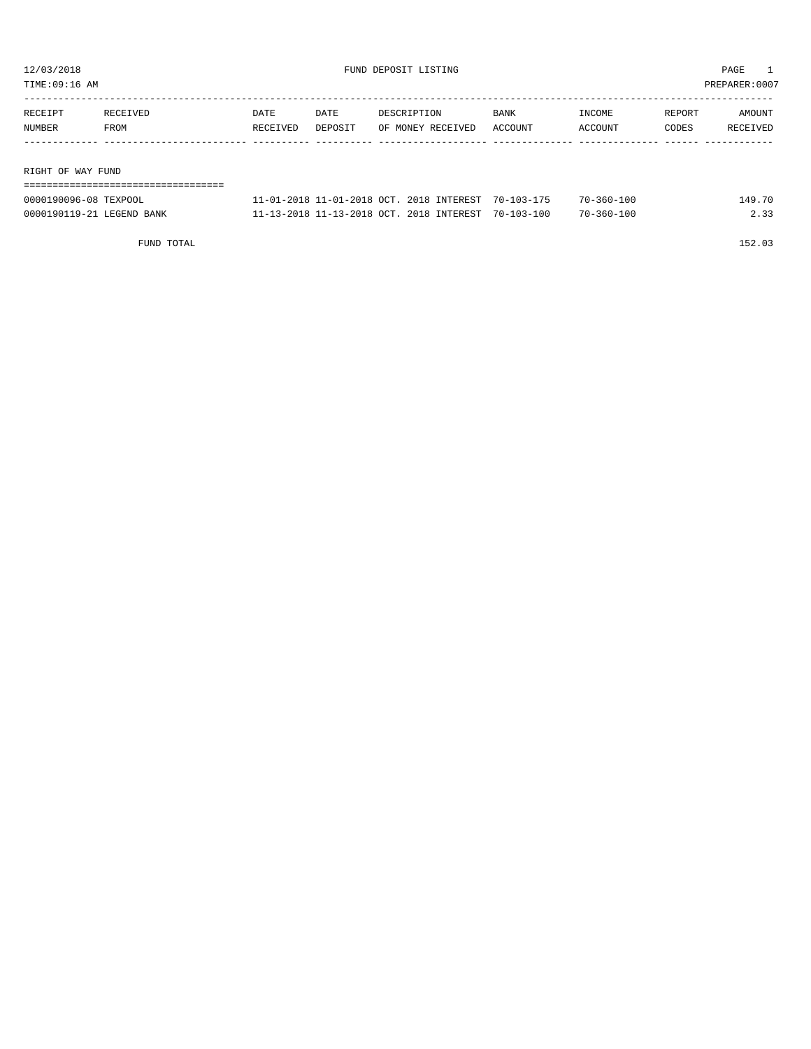12/03/2018 FUND DEPOSIT LISTING

TIME:09:16 AM PREPARER:0007

| RECEIPT NUMBER | RECEIVED FROM | DATE RECEIVED | DATE DEPOSIT | DESCRIPTION OF MONEY RECEIVED | BANK ACCOUNT | INCOME ACCOUNT | REPORT CODES | AMOUNT RECEIVED |
|---|---|---|---|---|---|---|---|---|
| **RIGHT OF WAY FUND** | | | | | | | | |
| 0000190096-08 | TEXPOOL | 11-01-2018 | 11-01-2018 | OCT. 2018 INTEREST | 70-103-175 | 70-360-100 | | 149.70 |
| 0000190119-21 | LEGEND BANK | 11-13-2018 | 11-13-2018 | OCT. 2018 INTEREST | 70-103-100 | 70-360-100 | | 2.33 |
| | FUND TOTAL | | | | | | | 152.03 |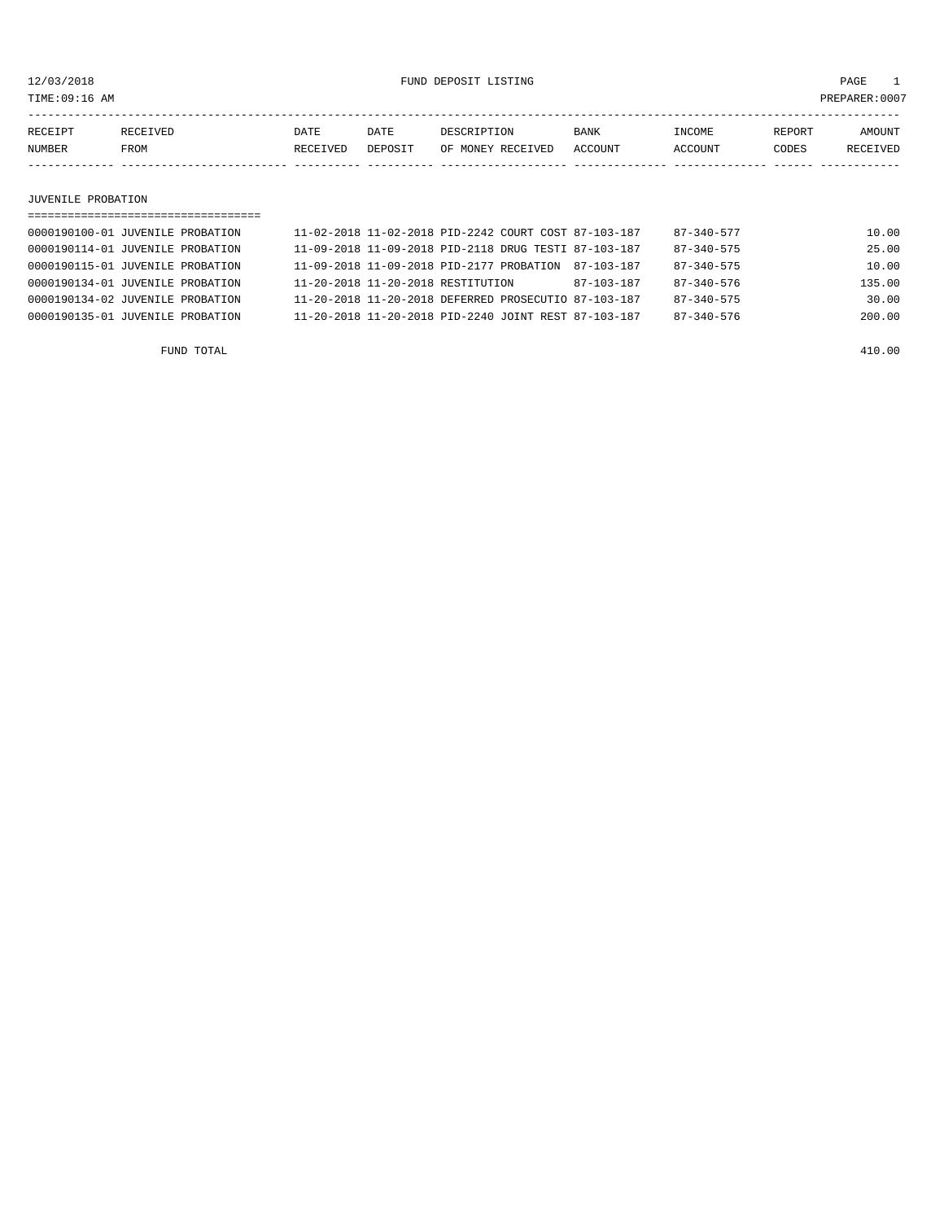12/03/2018 FUND DEPOSIT LISTING PAGE 1

TIME:09:16 AM PREPARER:0007

| RECEIPT NUMBER | RECEIVED FROM | DATE RECEIVED | DATE DEPOSIT | DESCRIPTION OF MONEY RECEIVED | BANK ACCOUNT | INCOME ACCOUNT | REPORT CODES | AMOUNT RECEIVED |
|---|---|---|---|---|---|---|---|---|
| **JUVENILE PROBATION** | | | | | | | | |
| 0000190100-01 | JUVENILE PROBATION | 11-02-2018 | 11-02-2018 | PID-2242 COURT COST | 87-103-187 | 87-340-577 | | 10.00 |
| 0000190114-01 | JUVENILE PROBATION | 11-09-2018 | 11-09-2018 | PID-2118 DRUG TESTI | 87-103-187 | 87-340-575 | | 25.00 |
| 0000190115-01 | JUVENILE PROBATION | 11-09-2018 | 11-09-2018 | PID-2177 PROBATION | 87-103-187 | 87-340-575 | | 10.00 |
| 0000190134-01 | JUVENILE PROBATION | 11-20-2018 | 11-20-2018 | RESTITUTION | 87-103-187 | 87-340-576 | | 135.00 |
| 0000190134-02 | JUVENILE PROBATION | 11-20-2018 | 11-20-2018 | DEFERRED PROSECUTIO | 87-103-187 | 87-340-575 | | 30.00 |
| 0000190135-01 | JUVENILE PROBATION | 11-20-2018 | 11-20-2018 | PID-2240 JOINT REST | 87-103-187 | 87-340-576 | | 200.00 |
| FUND TOTAL | | | | | | | | 410.00 |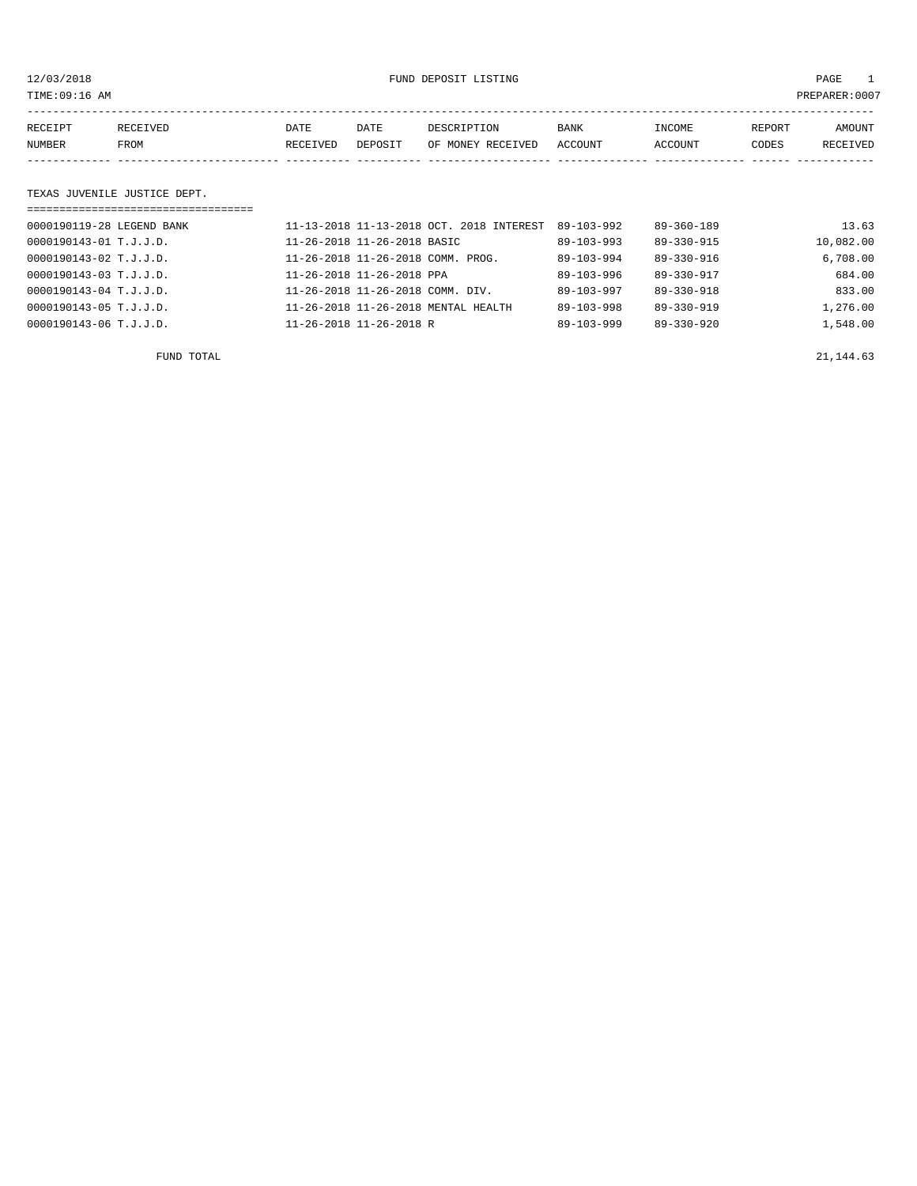12/03/2018 FUND DEPOSIT LISTING

TIME:09:16 AM PREPARER:0007

| RECEIPT NUMBER | RECEIVED FROM | DATE RECEIVED | DATE DEPOSIT | DESCRIPTION OF MONEY RECEIVED | BANK ACCOUNT | INCOME ACCOUNT | REPORT CODES | AMOUNT RECEIVED |
|---|---|---|---|---|---|---|---|---|

## TEXAS JUVENILE JUSTICE DEPT.

| RECEIPT NUMBER | RECEIVED FROM | DATE RECEIVED | DATE DEPOSIT | DESCRIPTION OF MONEY RECEIVED | BANK ACCOUNT | INCOME ACCOUNT | REPORT CODES | AMOUNT RECEIVED |
|---|---|---|---|---|---|---|---|---|
| 0000190119-28 | LEGEND BANK | 11-13-2018 | 11-13-2018 | OCT. 2018 INTEREST | 89-103-992 | 89-360-189 | | 13.63 |
| 0000190143-01 | T.J.J.D. | 11-26-2018 | 11-26-2018 | BASIC | 89-103-993 | 89-330-915 | | 10,082.00 |
| 0000190143-02 | T.J.J.D. | 11-26-2018 | 11-26-2018 | COMM. PROG. | 89-103-994 | 89-330-916 | | 6,708.00 |
| 0000190143-03 | T.J.J.D. | 11-26-2018 | 11-26-2018 | PPA | 89-103-996 | 89-330-917 | | 684.00 |
| 0000190143-04 | T.J.J.D. | 11-26-2018 | 11-26-2018 | COMM. DIV. | 89-103-997 | 89-330-918 | | 833.00 |
| 0000190143-05 | T.J.J.D. | 11-26-2018 | 11-26-2018 | MENTAL HEALTH | 89-103-998 | 89-330-919 | | 1,276.00 |
| 0000190143-06 | T.J.J.D. | 11-26-2018 | 11-26-2018 | R | 89-103-999 | 89-330-920 | | 1,548.00 |

FUND TOTAL 21,144.63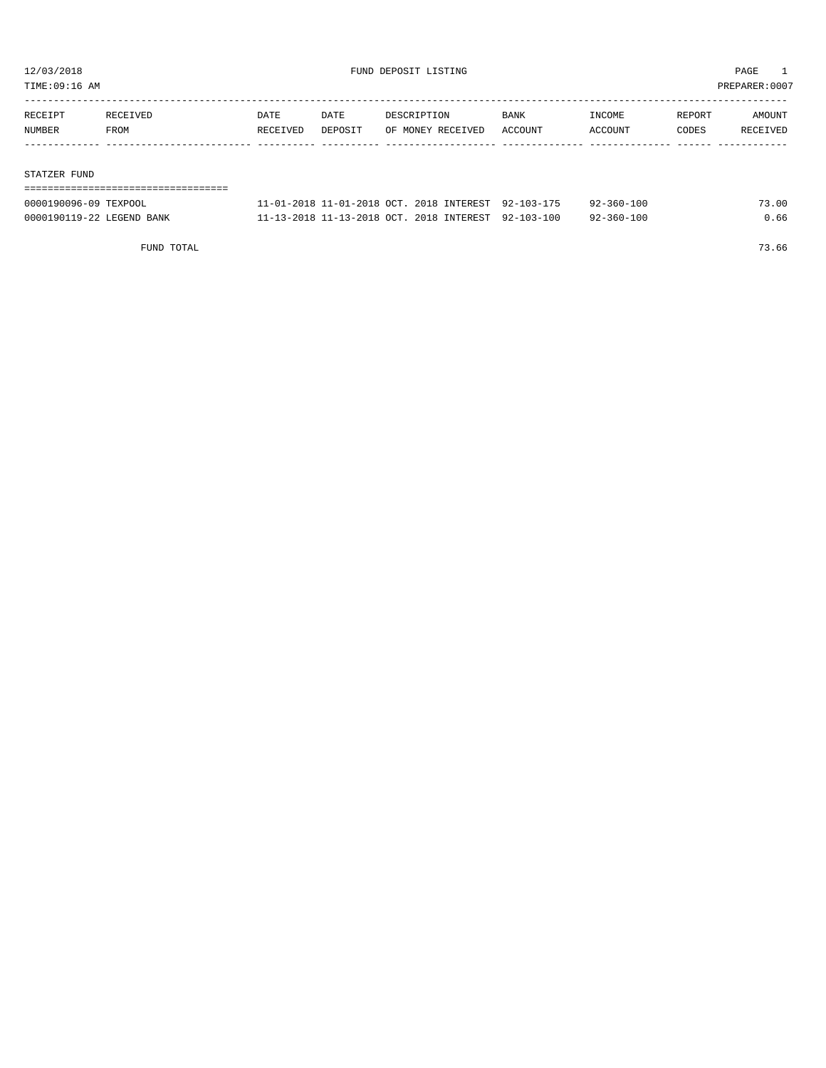12/03/2018 FUND DEPOSIT LISTING

TIME:09:16 AM PREPARER:0007

| RECEIPT NUMBER | RECEIVED FROM | DATE RECEIVED | DATE DEPOSIT | DESCRIPTION OF MONEY RECEIVED | BANK ACCOUNT | INCOME ACCOUNT | REPORT CODES | AMOUNT RECEIVED |
|---|---|---|---|---|---|---|---|---|
| **STATZER FUND** | | | | | | | | |
| 0000190096-09 | TEXPOOL | 11-01-2018 | 11-01-2018 | OCT. 2018 INTEREST | 92-103-175 | 92-360-100 | | 73.00 |
| 0000190119-22 | LEGEND BANK | 11-13-2018 | 11-13-2018 | OCT. 2018 INTEREST | 92-103-100 | 92-360-100 | | 0.66 |
| | FUND TOTAL | | | | | | | 73.66 |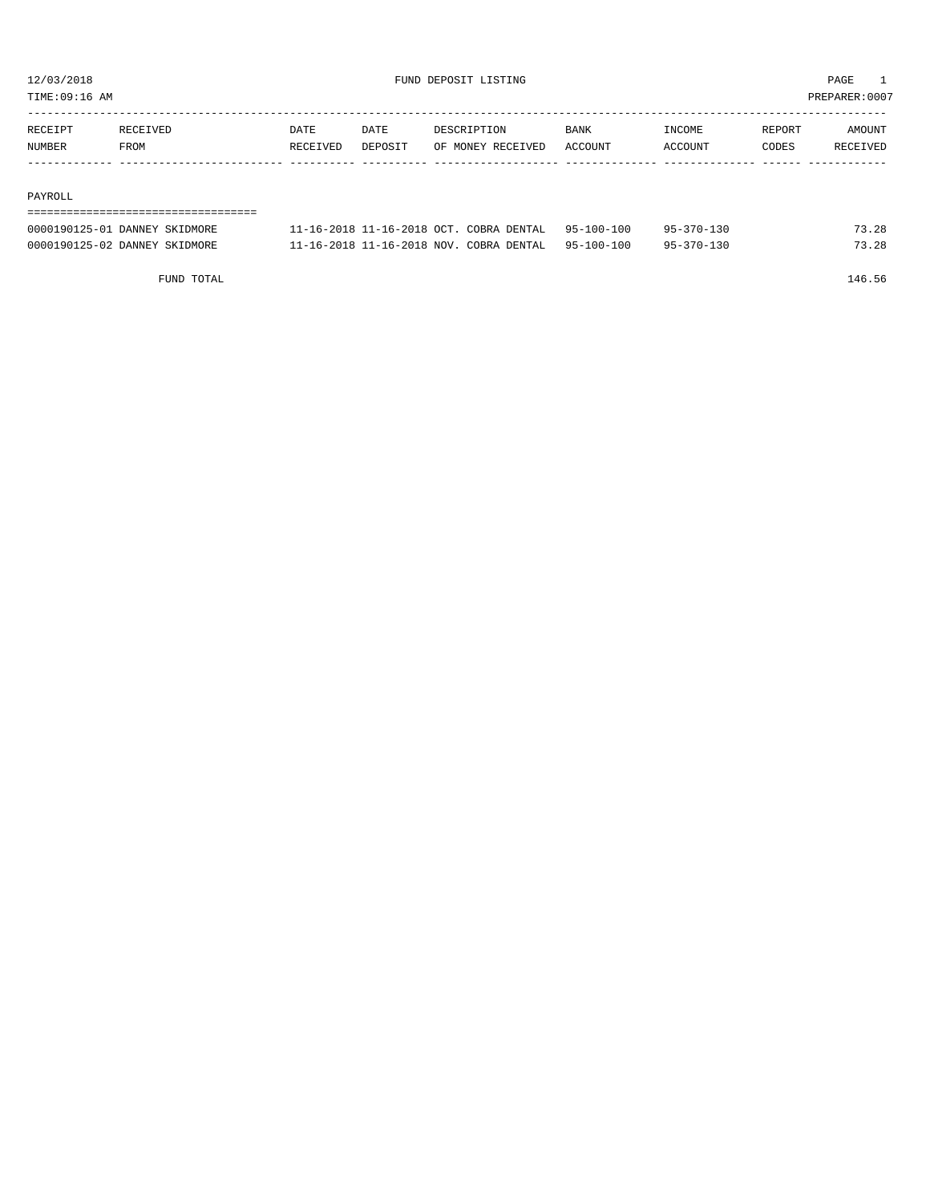12/03/2018 FUND DEPOSIT LISTING PAGE 1
TIME:09:16 AM PREPARER:0007

| RECEIPT NUMBER | RECEIVED FROM | DATE RECEIVED | DATE DEPOSIT | DESCRIPTION OF MONEY RECEIVED | BANK ACCOUNT | INCOME ACCOUNT | REPORT CODES | AMOUNT RECEIVED |
|---|---|---|---|---|---|---|---|---|
| PAYROLL | | | | | | | | |
| 0000190125-01 | DANNEY SKIDMORE | 11-16-2018 | 11-16-2018 | OCT. COBRA DENTAL | 95-100-100 | 95-370-130 | | 73.28 |
| 0000190125-02 | DANNEY SKIDMORE | 11-16-2018 | 11-16-2018 | NOV. COBRA DENTAL | 95-100-100 | 95-370-130 | | 73.28 |
| | FUND TOTAL | | | | | | | 146.56 |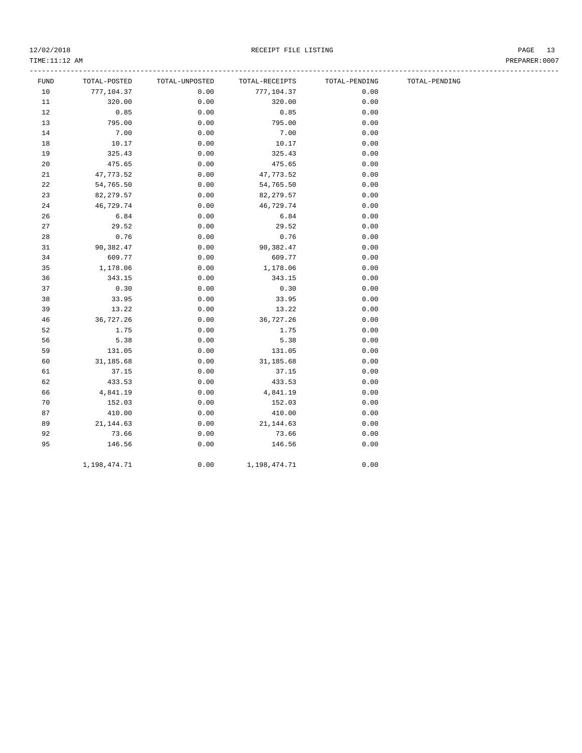12/02/2018 RECEIPT FILE LISTING PAGE 13

TIME:11:12 AM PREPARER:0007

| FUND | TOTAL-POSTED | TOTAL-UNPOSTED | TOTAL-RECEIPTS | TOTAL-PENDING | TOTAL-PENDING |
|---|---|---|---|---|---|
| 10 | 777,104.37 | 0.00 | 777,104.37 | 0.00 | |
| 11 | 320.00 | 0.00 | 320.00 | 0.00 | |
| 12 | 0.85 | 0.00 | 0.85 | 0.00 | |
| 13 | 795.00 | 0.00 | 795.00 | 0.00 | |
| 14 | 7.00 | 0.00 | 7.00 | 0.00 | |
| 18 | 10.17 | 0.00 | 10.17 | 0.00 | |
| 19 | 325.43 | 0.00 | 325.43 | 0.00 | |
| 20 | 475.65 | 0.00 | 475.65 | 0.00 | |
| 21 | 47,773.52 | 0.00 | 47,773.52 | 0.00 | |
| 22 | 54,765.50 | 0.00 | 54,765.50 | 0.00 | |
| 23 | 82,279.57 | 0.00 | 82,279.57 | 0.00 | |
| 24 | 46,729.74 | 0.00 | 46,729.74 | 0.00 | |
| 26 | 6.84 | 0.00 | 6.84 | 0.00 | |
| 27 | 29.52 | 0.00 | 29.52 | 0.00 | |
| 28 | 0.76 | 0.00 | 0.76 | 0.00 | |
| 31 | 90,382.47 | 0.00 | 90,382.47 | 0.00 | |
| 34 | 609.77 | 0.00 | 609.77 | 0.00 | |
| 35 | 1,178.06 | 0.00 | 1,178.06 | 0.00 | |
| 36 | 343.15 | 0.00 | 343.15 | 0.00 | |
| 37 | 0.30 | 0.00 | 0.30 | 0.00 | |
| 38 | 33.95 | 0.00 | 33.95 | 0.00 | |
| 39 | 13.22 | 0.00 | 13.22 | 0.00 | |
| 46 | 36,727.26 | 0.00 | 36,727.26 | 0.00 | |
| 52 | 1.75 | 0.00 | 1.75 | 0.00 | |
| 56 | 5.38 | 0.00 | 5.38 | 0.00 | |
| 59 | 131.05 | 0.00 | 131.05 | 0.00 | |
| 60 | 31,185.68 | 0.00 | 31,185.68 | 0.00 | |
| 61 | 37.15 | 0.00 | 37.15 | 0.00 | |
| 62 | 433.53 | 0.00 | 433.53 | 0.00 | |
| 66 | 4,841.19 | 0.00 | 4,841.19 | 0.00 | |
| 70 | 152.03 | 0.00 | 152.03 | 0.00 | |
| 87 | 410.00 | 0.00 | 410.00 | 0.00 | |
| 89 | 21,144.63 | 0.00 | 21,144.63 | 0.00 | |
| 92 | 73.66 | 0.00 | 73.66 | 0.00 | |
| 95 | 146.56 | 0.00 | 146.56 | 0.00 | |
| | 1,198,474.71 | 0.00 | 1,198,474.71 | 0.00 | |